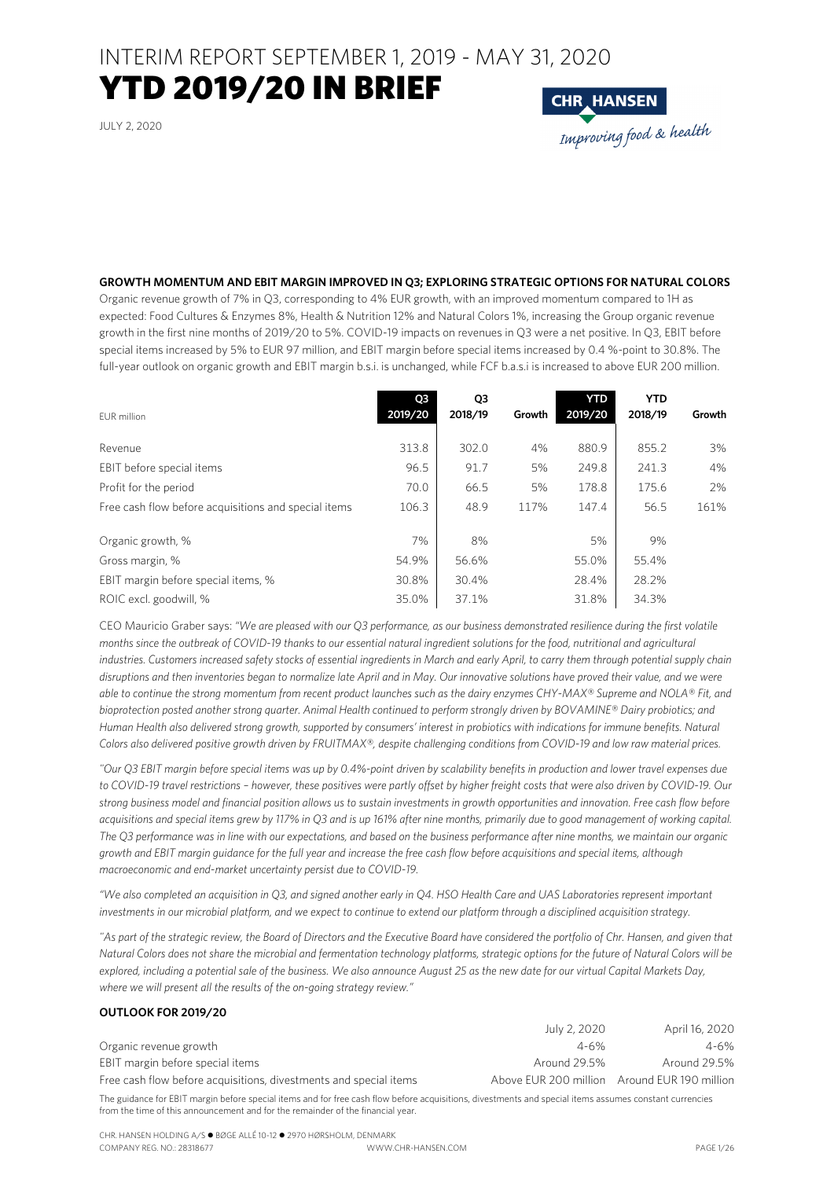# INTERIM REPORT SEPTEMBER 1, 2019 - MAY 31, 2020

# YTD 2019/20 IN BRIEF

JULY 2, 2020

**GROWTH MOMENTUM AND EBIT MARGIN IMPROVED IN Q3; EXPLORING STRATEGIC OPTIONS FOR NATURAL COLORS**

Organic revenue growth of 7% in Q3, corresponding to 4% EUR growth, with an improved momentum compared to 1H as expected: Food Cultures & Enzymes 8%, Health & Nutrition 12% and Natural Colors 1%, increasing the Group organic revenue growth in the first nine months of 2019/20 to 5%. COVID-19 impacts on revenues in Q3 were a net positive. In Q3, EBIT before special items increased by 5% to EUR 97 million, and EBIT margin before special items increased by 0.4 %-point to 30.8%. The full-year outlook on organic growth and EBIT margin b.s.i. is unchanged, while FCF b.a.s.i is increased to above EUR 200 million.

| EUR million | Q3 2019/20 | Q3 2018/19 | Growth | YTD 2019/20 | YTD 2018/19 | Growth |
|---|---|---|---|---|---|---|
| Revenue | 313.8 | 302.0 | 4% | 880.9 | 855.2 | 3% |
| EBIT before special items | 96.5 | 91.7 | 5% | 249.8 | 241.3 | 4% |
| Profit for the period | 70.0 | 66.5 | 5% | 178.8 | 175.6 | 2% |
| Free cash flow before acquisitions and special items | 106.3 | 48.9 | 117% | 147.4 | 56.5 | 161% |
| Organic growth, % | 7% | 8% | | 5% | 9% | |
| Gross margin, % | 54.9% | 56.6% | | 55.0% | 55.4% | |
| EBIT margin before special items, % | 30.8% | 30.4% | | 28.4% | 28.2% | |
| ROIC excl. goodwill, % | 35.0% | 37.1% | | 31.8% | 34.3% | |

CEO Mauricio Graber says: *"We are pleased with our Q3 performance, as our business demonstrated resilience during the first volatile months since the outbreak of COVID-19 thanks to our essential natural ingredient solutions for the food, nutritional and agricultural industries. Customers increased safety stocks of essential ingredients in March and early April, to carry them through potential supply chain disruptions and then inventories began to normalize late April and in May. Our innovative solutions have proved their value, and we were able to continue the strong momentum from recent product launches such as the dairy enzymes CHY-MAX® Supreme and NOLA® Fit, and bioprotection posted another strong quarter. Animal Health continued to perform strongly driven by BOVAMINE® Dairy probiotics; and Human Health also delivered strong growth, supported by consumers' interest in probiotics with indications for immune benefits. Natural Colors also delivered positive growth driven by FRUITMAX®, despite challenging conditions from COVID-19 and low raw material prices.*

*"Our Q3 EBIT margin before special items was up by 0.4%-point driven by scalability benefits in production and lower travel expenses due to COVID-19 travel restrictions – however, these positives were partly offset by higher freight costs that were also driven by COVID-19. Our strong business model and financial position allows us to sustain investments in growth opportunities and innovation. Free cash flow before acquisitions and special items grew by 117% in Q3 and is up 161% after nine months, primarily due to good management of working capital. The Q3 performance was in line with our expectations, and based on the business performance after nine months, we maintain our organic growth and EBIT margin guidance for the full year and increase the free cash flow before acquisitions and special items, although macroeconomic and end-market uncertainty persist due to COVID-19.*

*"We also completed an acquisition in Q3, and signed another early in Q4. HSO Health Care and UAS Laboratories represent important investments in our microbial platform, and we expect to continue to extend our platform through a disciplined acquisition strategy.*

*"As part of the strategic review, the Board of Directors and the Executive Board have considered the portfolio of Chr. Hansen, and given that Natural Colors does not share the microbial and fermentation technology platforms, strategic options for the future of Natural Colors will be explored, including a potential sale of the business. We also announce August 25 as the new date for our virtual Capital Markets Day, where we will present all the results of the on-going strategy review."*

**OUTLOOK FOR 2019/20**

| | July 2, 2020 | April 16, 2020 |
|---|---|---|
| Organic revenue growth | 4-6% | 4-6% |
| EBIT margin before special items | Around 29.5% | Around 29.5% |
| Free cash flow before acquisitions, divestments and special items | Above EUR 200 million | Around EUR 190 million |

The guidance for EBIT margin before special items and for free cash flow before acquisitions, divestments and special items assumes constant currencies from the time of this announcement and for the remainder of the financial year.

CHR. HANSEN HOLDING A/S ● BØGE ALLÉ 10-12 ● 2970 HØRSHOLM, DENMARK
COMPANY REG. NO.: 28318677 WWW.CHR-HANSEN.COM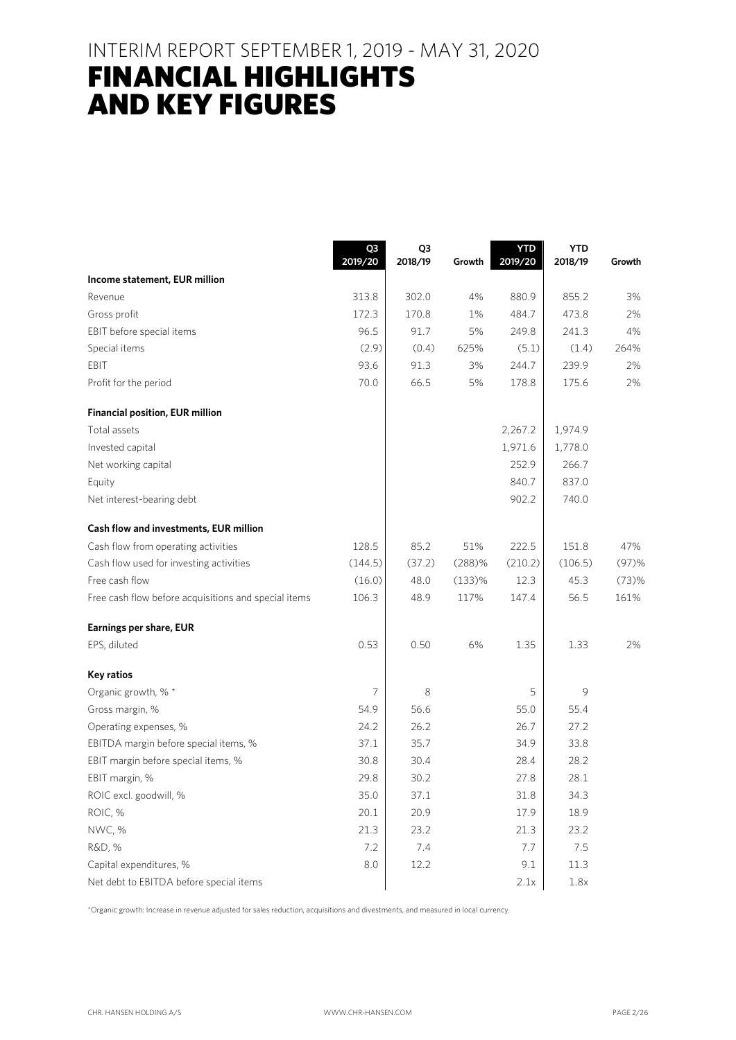# INTERIM REPORT SEPTEMBER 1, 2019 - MAY 31, 2020

# FINANCIAL HIGHLIGHTS AND KEY FIGURES

| | Q3 2019/20 | Q3 2018/19 | Growth | YTD 2019/20 | YTD 2018/19 | Growth |
|---|---|---|---|---|---|---|
| **Income statement, EUR million** | | | | | | |
| Revenue | 313.8 | 302.0 | 4% | 880.9 | 855.2 | 3% |
| Gross profit | 172.3 | 170.8 | 1% | 484.7 | 473.8 | 2% |
| EBIT before special items | 96.5 | 91.7 | 5% | 249.8 | 241.3 | 4% |
| Special items | (2.9) | (0.4) | 625% | (5.1) | (1.4) | 264% |
| EBIT | 93.6 | 91.3 | 3% | 244.7 | 239.9 | 2% |
| Profit for the period | 70.0 | 66.5 | 5% | 178.8 | 175.6 | 2% |
| **Financial position, EUR million** | | | | | | |
| Total assets | | | | 2,267.2 | 1,974.9 | |
| Invested capital | | | | 1,971.6 | 1,778.0 | |
| Net working capital | | | | 252.9 | 266.7 | |
| Equity | | | | 840.7 | 837.0 | |
| Net interest-bearing debt | | | | 902.2 | 740.0 | |
| **Cash flow and investments, EUR million** | | | | | | |
| Cash flow from operating activities | 128.5 | 85.2 | 51% | 222.5 | 151.8 | 47% |
| Cash flow used for investing activities | (144.5) | (37.2) | (288)% | (210.2) | (106.5) | (97)% |
| Free cash flow | (16.0) | 48.0 | (133)% | 12.3 | 45.3 | (73)% |
| Free cash flow before acquisitions and special items | 106.3 | 48.9 | 117% | 147.4 | 56.5 | 161% |
| **Earnings per share, EUR** | | | | | | |
| EPS, diluted | 0.53 | 0.50 | 6% | 1.35 | 1.33 | 2% |
| **Key ratios** | | | | | | |
| Organic growth, % * | 7 | 8 | | 5 | 9 | |
| Gross margin, % | 54.9 | 56.6 | | 55.0 | 55.4 | |
| Operating expenses, % | 24.2 | 26.2 | | 26.7 | 27.2 | |
| EBITDA margin before special items, % | 37.1 | 35.7 | | 34.9 | 33.8 | |
| EBIT margin before special items, % | 30.8 | 30.4 | | 28.4 | 28.2 | |
| EBIT margin, % | 29.8 | 30.2 | | 27.8 | 28.1 | |
| ROIC excl. goodwill, % | 35.0 | 37.1 | | 31.8 | 34.3 | |
| ROIC, % | 20.1 | 20.9 | | 17.9 | 18.9 | |
| NWC, % | 21.3 | 23.2 | | 21.3 | 23.2 | |
| R&D, % | 7.2 | 7.4 | | 7.7 | 7.5 | |
| Capital expenditures, % | 8.0 | 12.2 | | 9.1 | 11.3 | |
| Net debt to EBITDA before special items | | | | 2.1x | 1.8x | |

*Organic growth: Increase in revenue adjusted for sales reduction, acquisitions and divestments, and measured in local currency.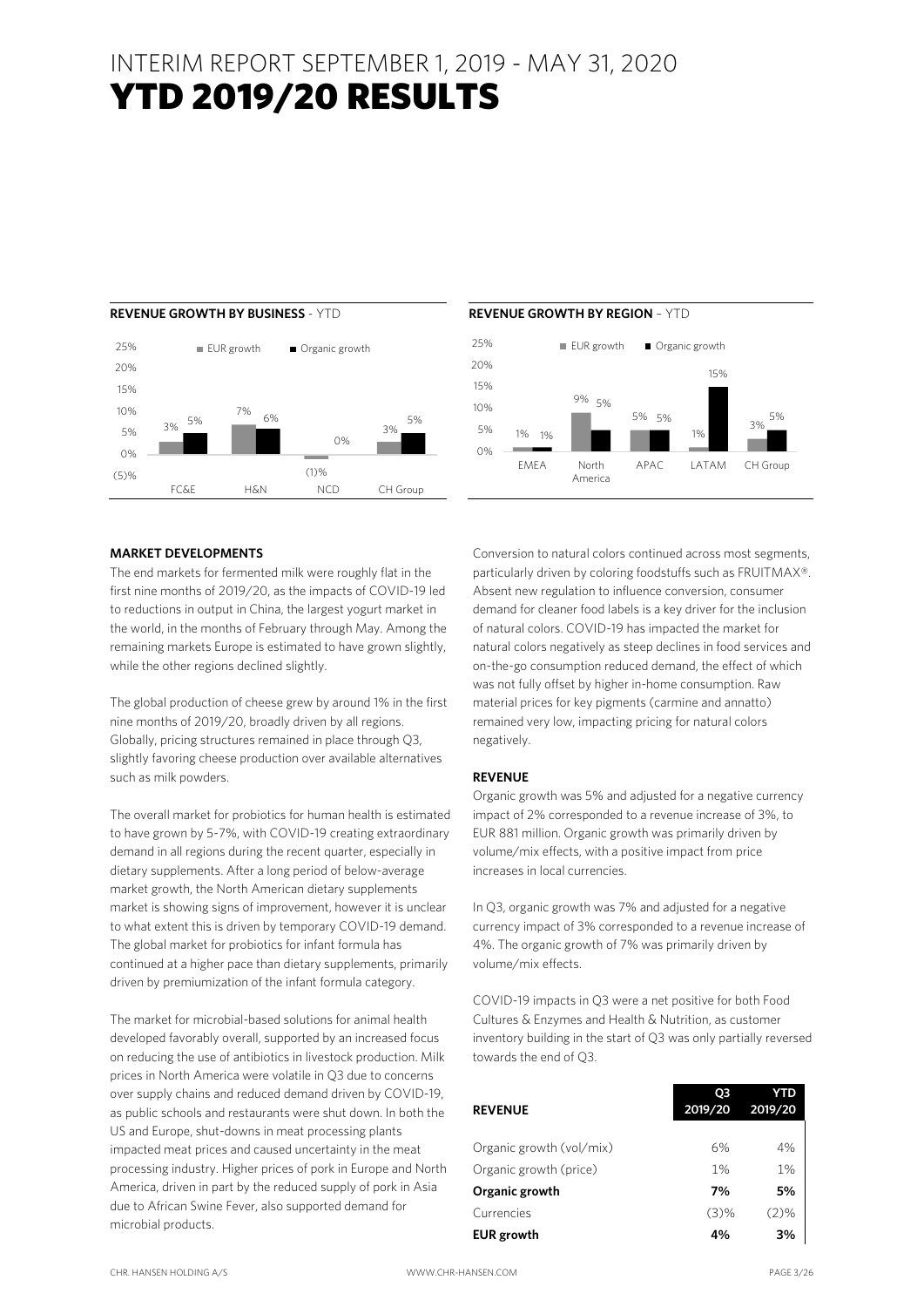# INTERIM REPORT SEPTEMBER 1, 2019 - MAY 31, 2020
# YTD 2019/20 RESULTS

**REVENUE GROWTH BY BUSINESS** - YTD

| | EUR growth | Organic growth |
|---|---|---|
| FC&E | 3% | 5% |
| H&N | 7% | 6% |
| NCD | (1)% | 0% |
| CH Group | 3% | 5% |

**REVENUE GROWTH BY REGION** – YTD

| | EUR growth | Organic growth |
|---|---|---|
| EMEA | 1% | 1% |
| North America | 9% | 5% |
| APAC | 5% | 5% |
| LATAM | 1% | 15% |
| CH Group | 3% | 5% |

**MARKET DEVELOPMENTS**

The end markets for fermented milk were roughly flat in the first nine months of 2019/20, as the impacts of COVID-19 led to reductions in output in China, the largest yogurt market in the world, in the months of February through May. Among the remaining markets Europe is estimated to have grown slightly, while the other regions declined slightly.

The global production of cheese grew by around 1% in the first nine months of 2019/20, broadly driven by all regions. Globally, pricing structures remained in place through Q3, slightly favoring cheese production over available alternatives such as milk powders.

The overall market for probiotics for human health is estimated to have grown by 5-7%, with COVID-19 creating extraordinary demand in all regions during the recent quarter, especially in dietary supplements. After a long period of below-average market growth, the North American dietary supplements market is showing signs of improvement, however it is unclear to what extent this is driven by temporary COVID-19 demand. The global market for probiotics for infant formula has continued at a higher pace than dietary supplements, primarily driven by premiumization of the infant formula category.

The market for microbial-based solutions for animal health developed favorably overall, supported by an increased focus on reducing the use of antibiotics in livestock production. Milk prices in North America were volatile in Q3 due to concerns over supply chains and reduced demand driven by COVID-19, as public schools and restaurants were shut down. In both the US and Europe, shut-downs in meat processing plants impacted meat prices and caused uncertainty in the meat processing industry. Higher prices of pork in Europe and North America, driven in part by the reduced supply of pork in Asia due to African Swine Fever, also supported demand for microbial products.

Conversion to natural colors continued across most segments, particularly driven by coloring foodstuffs such as FRUITMAX®. Absent new regulation to influence conversion, consumer demand for cleaner food labels is a key driver for the inclusion of natural colors. COVID-19 has impacted the market for natural colors negatively as steep declines in food services and on-the-go consumption reduced demand, the effect of which was not fully offset by higher in-home consumption. Raw material prices for key pigments (carmine and annatto) remained very low, impacting pricing for natural colors negatively.

**REVENUE**

Organic growth was 5% and adjusted for a negative currency impact of 2% corresponded to a revenue increase of 3%, to EUR 881 million. Organic growth was primarily driven by volume/mix effects, with a positive impact from price increases in local currencies.

In Q3, organic growth was 7% and adjusted for a negative currency impact of 3% corresponded to a revenue increase of 4%. The organic growth of 7% was primarily driven by volume/mix effects.

COVID-19 impacts in Q3 were a net positive for both Food Cultures & Enzymes and Health & Nutrition, as customer inventory building in the start of Q3 was only partially reversed towards the end of Q3.

| **REVENUE** | **Q3 2019/20** | **YTD 2019/20** |
|---|---|---|
| Organic growth (vol/mix) | 6% | 4% |
| Organic growth (price) | 1% | 1% |
| **Organic growth** | **7%** | **5%** |
| Currencies | (3)% | (2)% |
| **EUR growth** | **4%** | **3%** |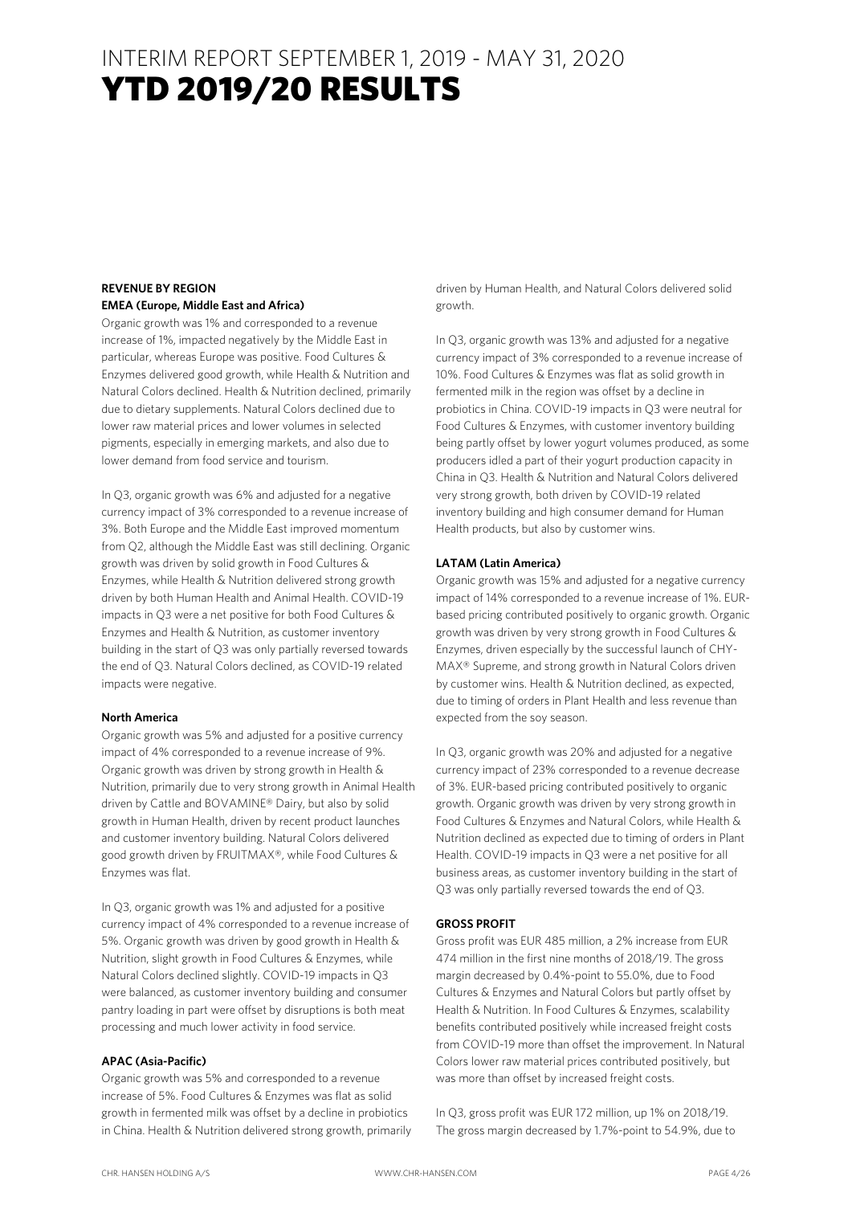# INTERIM REPORT SEPTEMBER 1, 2019 - MAY 31, 2020

# YTD 2019/20 RESULTS

**REVENUE BY REGION**

**EMEA (Europe, Middle East and Africa)**

Organic growth was 1% and corresponded to a revenue increase of 1%, impacted negatively by the Middle East in particular, whereas Europe was positive. Food Cultures & Enzymes delivered good growth, while Health & Nutrition and Natural Colors declined. Health & Nutrition declined, primarily due to dietary supplements. Natural Colors declined due to lower raw material prices and lower volumes in selected pigments, especially in emerging markets, and also due to lower demand from food service and tourism.

In Q3, organic growth was 6% and adjusted for a negative currency impact of 3% corresponded to a revenue increase of 3%. Both Europe and the Middle East improved momentum from Q2, although the Middle East was still declining. Organic growth was driven by solid growth in Food Cultures & Enzymes, while Health & Nutrition delivered strong growth driven by both Human Health and Animal Health. COVID-19 impacts in Q3 were a net positive for both Food Cultures & Enzymes and Health & Nutrition, as customer inventory building in the start of Q3 was only partially reversed towards the end of Q3. Natural Colors declined, as COVID-19 related impacts were negative.

**North America**

Organic growth was 5% and adjusted for a positive currency impact of 4% corresponded to a revenue increase of 9%. Organic growth was driven by strong growth in Health & Nutrition, primarily due to very strong growth in Animal Health driven by Cattle and BOVAMINE® Dairy, but also by solid growth in Human Health, driven by recent product launches and customer inventory building. Natural Colors delivered good growth driven by FRUITMAX®, while Food Cultures & Enzymes was flat.

In Q3, organic growth was 1% and adjusted for a positive currency impact of 4% corresponded to a revenue increase of 5%. Organic growth was driven by good growth in Health & Nutrition, slight growth in Food Cultures & Enzymes, while Natural Colors declined slightly. COVID-19 impacts in Q3 were balanced, as customer inventory building and consumer pantry loading in part were offset by disruptions is both meat processing and much lower activity in food service.

**APAC (Asia-Pacific)**

Organic growth was 5% and corresponded to a revenue increase of 5%. Food Cultures & Enzymes was flat as solid growth in fermented milk was offset by a decline in probiotics in China. Health & Nutrition delivered strong growth, primarily driven by Human Health, and Natural Colors delivered solid growth.

In Q3, organic growth was 13% and adjusted for a negative currency impact of 3% corresponded to a revenue increase of 10%. Food Cultures & Enzymes was flat as solid growth in fermented milk in the region was offset by a decline in probiotics in China. COVID-19 impacts in Q3 were neutral for Food Cultures & Enzymes, with customer inventory building being partly offset by lower yogurt volumes produced, as some producers idled a part of their yogurt production capacity in China in Q3. Health & Nutrition and Natural Colors delivered very strong growth, both driven by COVID-19 related inventory building and high consumer demand for Human Health products, but also by customer wins.

**LATAM (Latin America)**

Organic growth was 15% and adjusted for a negative currency impact of 14% corresponded to a revenue increase of 1%. EUR-based pricing contributed positively to organic growth. Organic growth was driven by very strong growth in Food Cultures & Enzymes, driven especially by the successful launch of CHY-MAX® Supreme, and strong growth in Natural Colors driven by customer wins. Health & Nutrition declined, as expected, due to timing of orders in Plant Health and less revenue than expected from the soy season.

In Q3, organic growth was 20% and adjusted for a negative currency impact of 23% corresponded to a revenue decrease of 3%. EUR-based pricing contributed positively to organic growth. Organic growth was driven by very strong growth in Food Cultures & Enzymes and Natural Colors, while Health & Nutrition declined as expected due to timing of orders in Plant Health. COVID-19 impacts in Q3 were a net positive for all business areas, as customer inventory building in the start of Q3 was only partially reversed towards the end of Q3.

**GROSS PROFIT**

Gross profit was EUR 485 million, a 2% increase from EUR 474 million in the first nine months of 2018/19. The gross margin decreased by 0.4%-point to 55.0%, due to Food Cultures & Enzymes and Natural Colors but partly offset by Health & Nutrition. In Food Cultures & Enzymes, scalability benefits contributed positively while increased freight costs from COVID-19 more than offset the improvement. In Natural Colors lower raw material prices contributed positively, but was more than offset by increased freight costs.

In Q3, gross profit was EUR 172 million, up 1% on 2018/19. The gross margin decreased by 1.7%-point to 54.9%, due to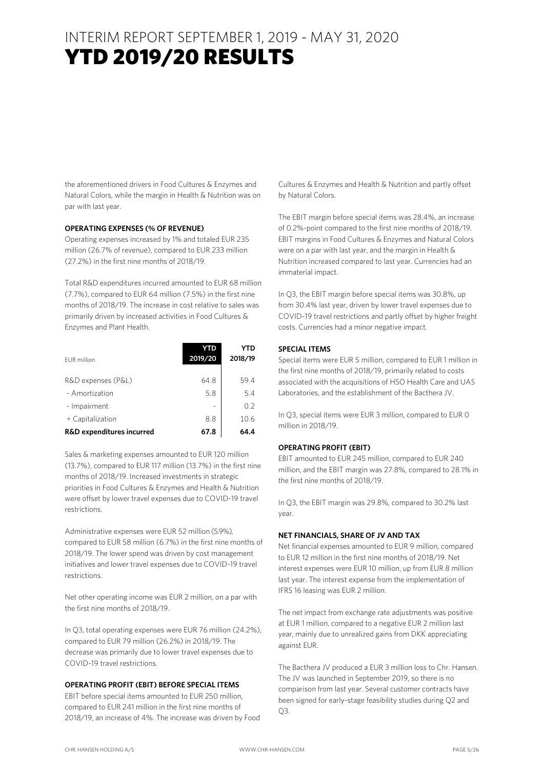# INTERIM REPORT SEPTEMBER 1, 2019 - MAY 31, 2020
# YTD 2019/20 RESULTS

the aforementioned drivers in Food Cultures & Enzymes and Natural Colors, while the margin in Health & Nutrition was on par with last year.

**OPERATING EXPENSES (% OF REVENUE)**

Operating expenses increased by 1% and totaled EUR 235 million (26.7% of revenue), compared to EUR 233 million (27.2%) in the first nine months of 2018/19.

Total R&D expenditures incurred amounted to EUR 68 million (7.7%), compared to EUR 64 million (7.5%) in the first nine months of 2018/19. The increase in cost relative to sales was primarily driven by increased activities in Food Cultures & Enzymes and Plant Health.

| EUR million | YTD 2019/20 | YTD 2018/19 |
|---|---|---|
| R&D expenses (P&L) | 64.8 | 59.4 |
| - Amortization | 5.8 | 5.4 |
| - Impairment | - | 0.2 |
| + Capitalization | 8.8 | 10.6 |
| **R&D expenditures incurred** | **67.8** | **64.4** |

Sales & marketing expenses amounted to EUR 120 million (13.7%), compared to EUR 117 million (13.7%) in the first nine months of 2018/19. Increased investments in strategic priorities in Food Cultures & Enzymes and Health & Nutrition were offset by lower travel expenses due to COVID-19 travel restrictions.

Administrative expenses were EUR 52 million (5.9%), compared to EUR 58 million (6.7%) in the first nine months of 2018/19. The lower spend was driven by cost management initiatives and lower travel expenses due to COVID-19 travel restrictions.

Net other operating income was EUR 2 million, on a par with the first nine months of 2018/19.

In Q3, total operating expenses were EUR 76 million (24.2%), compared to EUR 79 million (26.2%) in 2018/19. The decrease was primarily due to lower travel expenses due to COVID-19 travel restrictions.

**OPERATING PROFIT (EBIT) BEFORE SPECIAL ITEMS**

EBIT before special items amounted to EUR 250 million, compared to EUR 241 million in the first nine months of 2018/19, an increase of 4%. The increase was driven by Food Cultures & Enzymes and Health & Nutrition and partly offset by Natural Colors.

The EBIT margin before special items was 28.4%, an increase of 0.2%-point compared to the first nine months of 2018/19. EBIT margins in Food Cultures & Enzymes and Natural Colors were on a par with last year, and the margin in Health & Nutrition increased compared to last year. Currencies had an immaterial impact.

In Q3, the EBIT margin before special items was 30.8%, up from 30.4% last year, driven by lower travel expenses due to COVID-19 travel restrictions and partly offset by higher freight costs. Currencies had a minor negative impact.

**SPECIAL ITEMS**

Special items were EUR 5 million, compared to EUR 1 million in the first nine months of 2018/19, primarily related to costs associated with the acquisitions of HSO Health Care and UAS Laboratories, and the establishment of the Bacthera JV.

In Q3, special items were EUR 3 million, compared to EUR 0 million in 2018/19.

**OPERATING PROFIT (EBIT)**

EBIT amounted to EUR 245 million, compared to EUR 240 million, and the EBIT margin was 27.8%, compared to 28.1% in the first nine months of 2018/19.

In Q3, the EBIT margin was 29.8%, compared to 30.2% last year.

**NET FINANCIALS, SHARE OF JV AND TAX**

Net financial expenses amounted to EUR 9 million, compared to EUR 12 million in the first nine months of 2018/19. Net interest expenses were EUR 10 million, up from EUR 8 million last year. The interest expense from the implementation of IFRS 16 leasing was EUR 2 million.

The net impact from exchange rate adjustments was positive at EUR 1 million, compared to a negative EUR 2 million last year, mainly due to unrealized gains from DKK appreciating against EUR.

The Bacthera JV produced a EUR 3 million loss to Chr. Hansen. The JV was launched in September 2019, so there is no comparison from last year. Several customer contracts have been signed for early-stage feasibility studies during Q2 and Q3.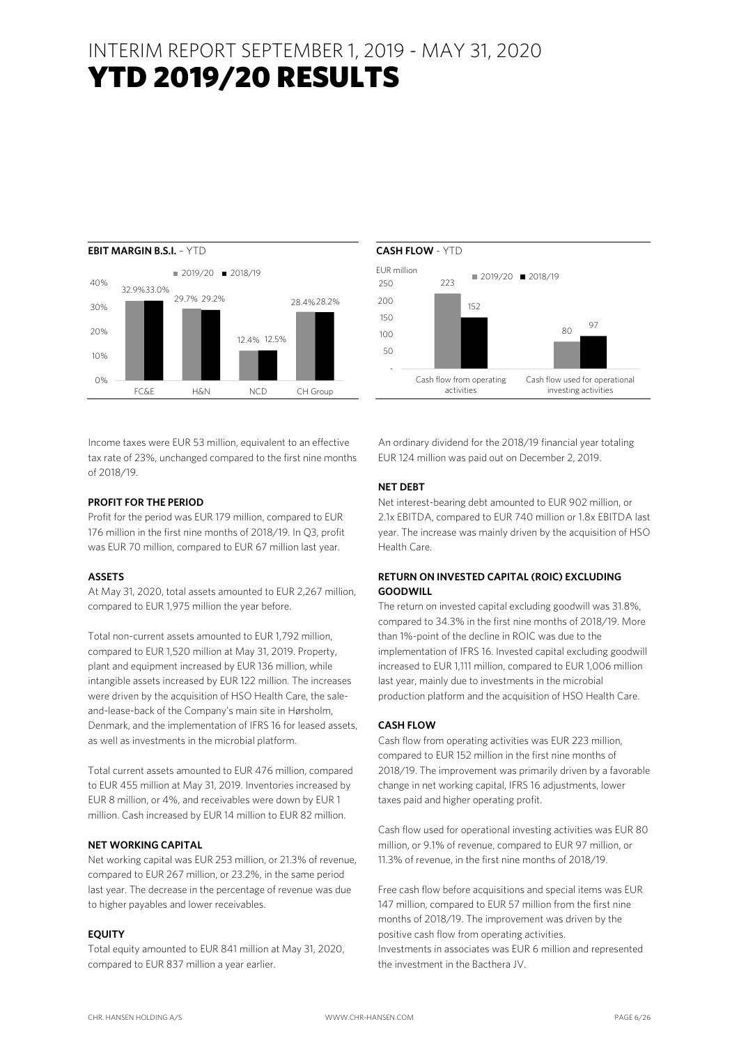# INTERIM REPORT SEPTEMBER 1, 2019 - MAY 31, 2020

# YTD 2019/20 RESULTS

**EBIT MARGIN B.S.I.** – YTD

| | 2019/20 | 2018/19 |
|---|---|---|
| FC&E | 32.9% | 33.0% |
| H&N | 29.7% | 29.2% |
| NCD | 12.4% | 12.5% |
| CH Group | 28.4% | 28.2% |

**CASH FLOW** - YTD

EUR million

| | 2019/20 | 2018/19 |
|---|---|---|
| Cash flow from operating activities | 223 | 152 |
| Cash flow used for operational investing activities | 80 | 97 |

Income taxes were EUR 53 million, equivalent to an effective tax rate of 23%, unchanged compared to the first nine months of 2018/19.

### PROFIT FOR THE PERIOD

Profit for the period was EUR 179 million, compared to EUR 176 million in the first nine months of 2018/19. In Q3, profit was EUR 70 million, compared to EUR 67 million last year.

### ASSETS

At May 31, 2020, total assets amounted to EUR 2,267 million, compared to EUR 1,975 million the year before.

Total non-current assets amounted to EUR 1,792 million, compared to EUR 1,520 million at May 31, 2019. Property, plant and equipment increased by EUR 136 million, while intangible assets increased by EUR 122 million. The increases were driven by the acquisition of HSO Health Care, the sale-and-lease-back of the Company's main site in Hørsholm, Denmark, and the implementation of IFRS 16 for leased assets, as well as investments in the microbial platform.

Total current assets amounted to EUR 476 million, compared to EUR 455 million at May 31, 2019. Inventories increased by EUR 8 million, or 4%, and receivables were down by EUR 1 million. Cash increased by EUR 14 million to EUR 82 million.

### NET WORKING CAPITAL

Net working capital was EUR 253 million, or 21.3% of revenue, compared to EUR 267 million, or 23.2%, in the same period last year. The decrease in the percentage of revenue was due to higher payables and lower receivables.

### EQUITY

Total equity amounted to EUR 841 million at May 31, 2020, compared to EUR 837 million a year earlier.

An ordinary dividend for the 2018/19 financial year totaling EUR 124 million was paid out on December 2, 2019.

### NET DEBT

Net interest-bearing debt amounted to EUR 902 million, or 2.1x EBITDA, compared to EUR 740 million or 1.8x EBITDA last year. The increase was mainly driven by the acquisition of HSO Health Care.

### RETURN ON INVESTED CAPITAL (ROIC) EXCLUDING GOODWILL

The return on invested capital excluding goodwill was 31.8%, compared to 34.3% in the first nine months of 2018/19. More than 1%-point of the decline in ROIC was due to the implementation of IFRS 16. Invested capital excluding goodwill increased to EUR 1,111 million, compared to EUR 1,006 million last year, mainly due to investments in the microbial production platform and the acquisition of HSO Health Care.

### CASH FLOW

Cash flow from operating activities was EUR 223 million, compared to EUR 152 million in the first nine months of 2018/19. The improvement was primarily driven by a favorable change in net working capital, IFRS 16 adjustments, lower taxes paid and higher operating profit.

Cash flow used for operational investing activities was EUR 80 million, or 9.1% of revenue, compared to EUR 97 million, or 11.3% of revenue, in the first nine months of 2018/19.

Free cash flow before acquisitions and special items was EUR 147 million, compared to EUR 57 million from the first nine months of 2018/19. The improvement was driven by the positive cash flow from operating activities.
Investments in associates was EUR 6 million and represented the investment in the Bacthera JV.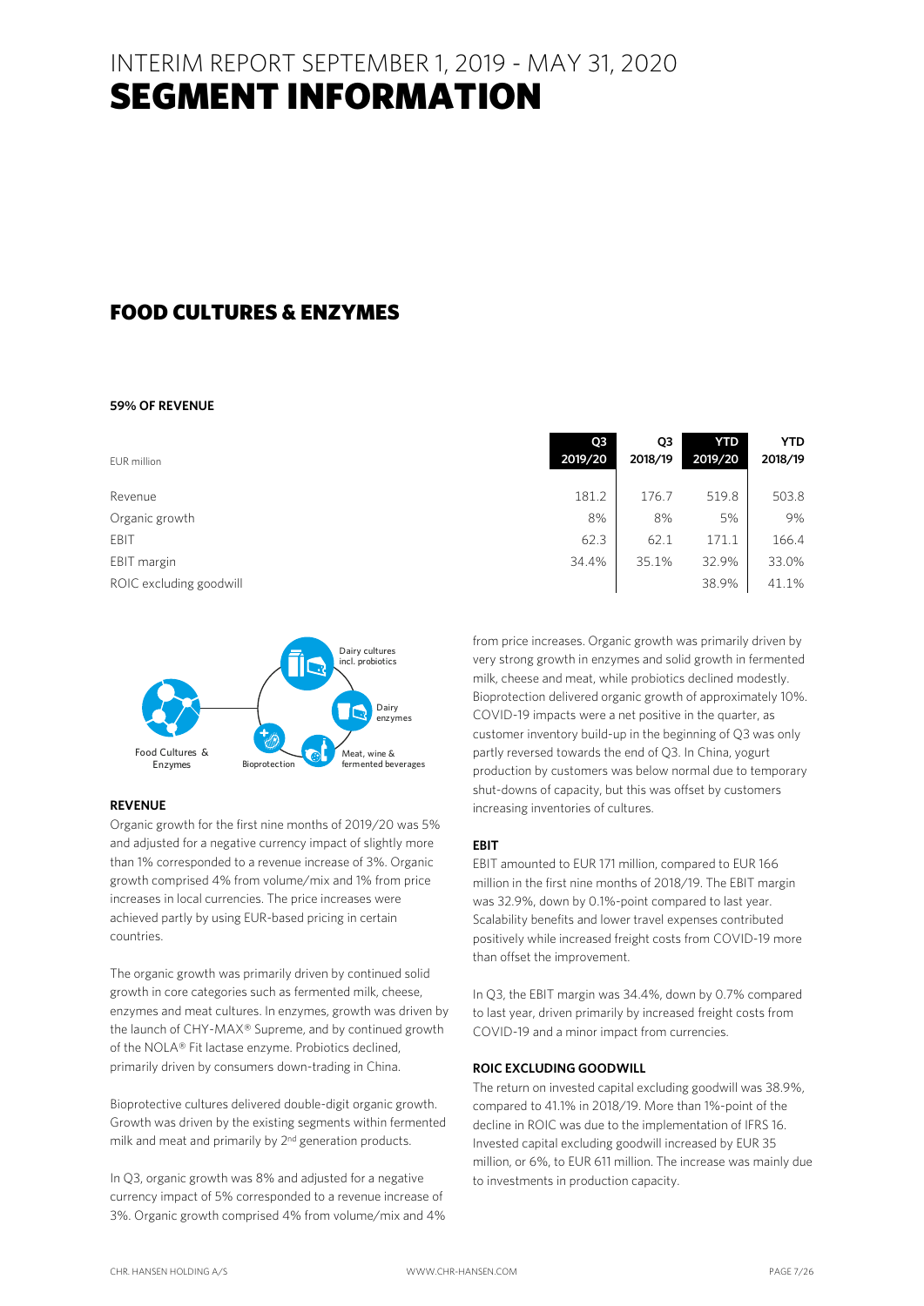# INTERIM REPORT SEPTEMBER 1, 2019 - MAY 31, 2020
# SEGMENT INFORMATION

## FOOD CULTURES & ENZYMES

**59% OF REVENUE**

| EUR million | Q3 2019/20 | Q3 2018/19 | YTD 2019/20 | YTD 2018/19 |
|---|---|---|---|---|
| Revenue | 181.2 | 176.7 | 519.8 | 503.8 |
| Organic growth | 8% | 8% | 5% | 9% |
| EBIT | 62.3 | 62.1 | 171.1 | 166.4 |
| EBIT margin | 34.4% | 35.1% | 32.9% | 33.0% |
| ROIC excluding goodwill | | | 38.9% | 41.1% |

Food Cultures & Enzymes: Dairy cultures incl. probiotics, Dairy enzymes, Meat, wine & fermented beverages, Bioprotection

### REVENUE

Organic growth for the first nine months of 2019/20 was 5% and adjusted for a negative currency impact of slightly more than 1% corresponded to a revenue increase of 3%. Organic growth comprised 4% from volume/mix and 1% from price increases in local currencies. The price increases were achieved partly by using EUR-based pricing in certain countries.

The organic growth was primarily driven by continued solid growth in core categories such as fermented milk, cheese, enzymes and meat cultures. In enzymes, growth was driven by the launch of CHY-MAX® Supreme, and by continued growth of the NOLA® Fit lactase enzyme. Probiotics declined, primarily driven by consumers down-trading in China.

Bioprotective cultures delivered double-digit organic growth. Growth was driven by the existing segments within fermented milk and meat and primarily by 2nd generation products.

In Q3, organic growth was 8% and adjusted for a negative currency impact of 5% corresponded to a revenue increase of 3%. Organic growth comprised 4% from volume/mix and 4% from price increases. Organic growth was primarily driven by very strong growth in enzymes and solid growth in fermented milk, cheese and meat, while probiotics declined modestly. Bioprotection delivered organic growth of approximately 10%. COVID-19 impacts were a net positive in the quarter, as customer inventory build-up in the beginning of Q3 was only partly reversed towards the end of Q3. In China, yogurt production by customers was below normal due to temporary shut-downs of capacity, but this was offset by customers increasing inventories of cultures.

### EBIT

EBIT amounted to EUR 171 million, compared to EUR 166 million in the first nine months of 2018/19. The EBIT margin was 32.9%, down by 0.1%-point compared to last year. Scalability benefits and lower travel expenses contributed positively while increased freight costs from COVID-19 more than offset the improvement.

In Q3, the EBIT margin was 34.4%, down by 0.7% compared to last year, driven primarily by increased freight costs from COVID-19 and a minor impact from currencies.

### ROIC EXCLUDING GOODWILL

The return on invested capital excluding goodwill was 38.9%, compared to 41.1% in 2018/19. More than 1%-point of the decline in ROIC was due to the implementation of IFRS 16. Invested capital excluding goodwill increased by EUR 35 million, or 6%, to EUR 611 million. The increase was mainly due to investments in production capacity.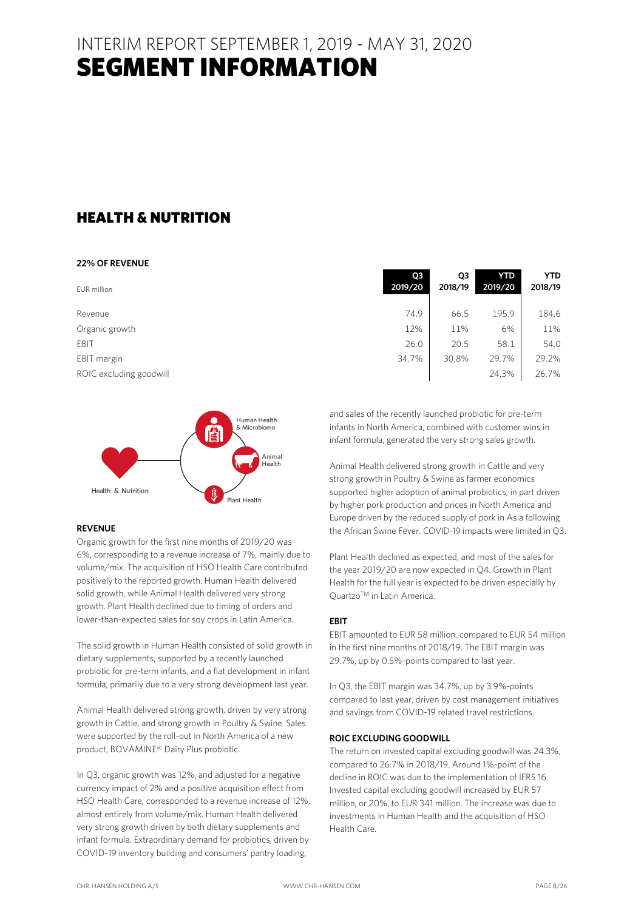# INTERIM REPORT SEPTEMBER 1, 2019 - MAY 31, 2020
# SEGMENT INFORMATION

## HEALTH & NUTRITION

**22% OF REVENUE**

| EUR million | Q3 2019/20 | Q3 2018/19 | YTD 2019/20 | YTD 2018/19 |
|---|---|---|---|---|
| Revenue | 74.9 | 66.5 | 195.9 | 184.6 |
| Organic growth | 12% | 11% | 6% | 11% |
| EBIT | 26.0 | 20.5 | 58.1 | 54.0 |
| EBIT margin | 34.7% | 30.8% | 29.7% | 29.2% |
| ROIC excluding goodwill | | | 24.3% | 26.7% |

Human Health & Microbiome

Animal Health

Plant Health

Health & Nutrition

### REVENUE

Organic growth for the first nine months of 2019/20 was 6%, corresponding to a revenue increase of 7%, mainly due to volume/mix. The acquisition of HSO Health Care contributed positively to the reported growth. Human Health delivered solid growth, while Animal Health delivered very strong growth. Plant Health declined due to timing of orders and lower-than-expected sales for soy crops in Latin America.

The solid growth in Human Health consisted of solid growth in dietary supplements, supported by a recently launched probiotic for pre-term infants, and a flat development in infant formula, primarily due to a very strong development last year.

Animal Health delivered strong growth, driven by very strong growth in Cattle, and strong growth in Poultry & Swine. Sales were supported by the roll-out in North America of a new product, BOVAMINE® Dairy Plus probiotic.

In Q3, organic growth was 12%, and adjusted for a negative currency impact of 2% and a positive acquisition effect from HSO Health Care, corresponded to a revenue increase of 12%, almost entirely from volume/mix. Human Health delivered very strong growth driven by both dietary supplements and infant formula. Extraordinary demand for probiotics, driven by COVID-19 inventory building and consumers' pantry loading, and sales of the recently launched probiotic for pre-term infants in North America, combined with customer wins in infant formula, generated the very strong sales growth.

Animal Health delivered strong growth in Cattle and very strong growth in Poultry & Swine as farmer economics supported higher adoption of animal probiotics, in part driven by higher pork production and prices in North America and Europe driven by the reduced supply of pork in Asia following the African Swine Fever. COVID-19 impacts were limited in Q3.

Plant Health declined as expected, and most of the sales for the year 2019/20 are now expected in Q4. Growth in Plant Health for the full year is expected to be driven especially by Quartzo™ in Latin America.

### EBIT

EBIT amounted to EUR 58 million, compared to EUR 54 million in the first nine months of 2018/19. The EBIT margin was 29.7%, up by 0.5%-points compared to last year.

In Q3, the EBIT margin was 34.7%, up by 3.9%-points compared to last year, driven by cost management initiatives and savings from COVID-19 related travel restrictions.

### ROIC EXCLUDING GOODWILL

The return on invested capital excluding goodwill was 24.3%, compared to 26.7% in 2018/19. Around 1%-point of the decline in ROIC was due to the implementation of IFRS 16. Invested capital excluding goodwill increased by EUR 57 million, or 20%, to EUR 341 million. The increase was due to investments in Human Health and the acquisition of HSO Health Care.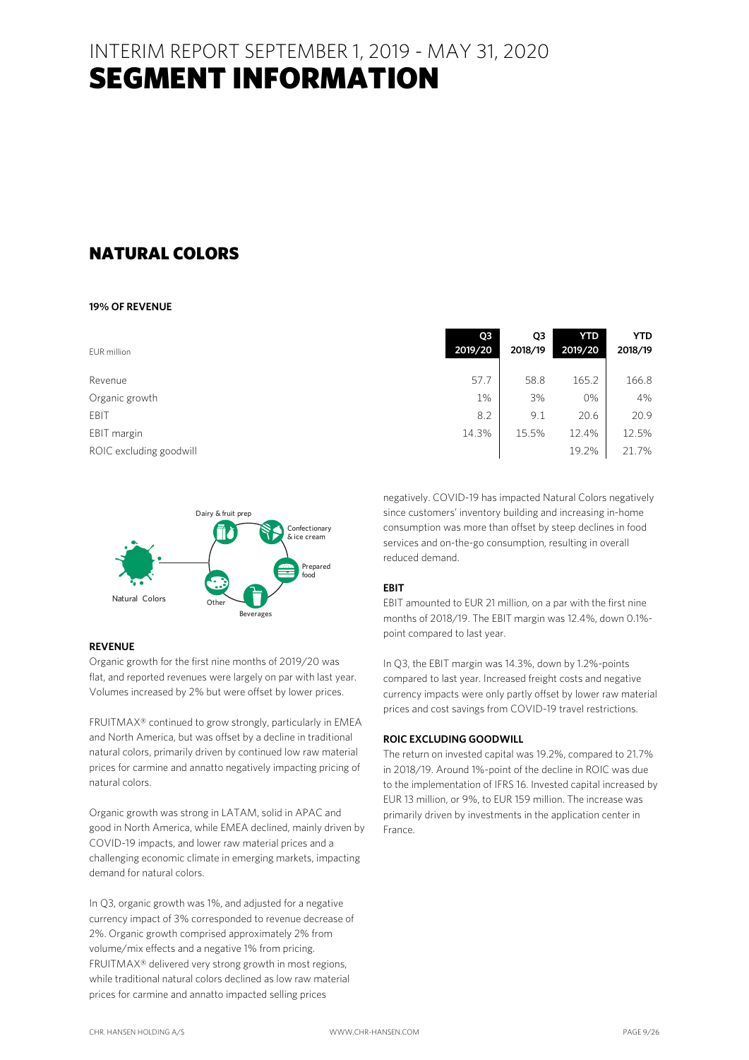# INTERIM REPORT SEPTEMBER 1, 2019 - MAY 31, 2020
# SEGMENT INFORMATION

## NATURAL COLORS

**19% OF REVENUE**

| EUR million | Q3 2019/20 | Q3 2018/19 | YTD 2019/20 | YTD 2018/19 |
|---|---|---|---|---|
| Revenue | 57.7 | 58.8 | 165.2 | 166.8 |
| Organic growth | 1% | 3% | 0% | 4% |
| EBIT | 8.2 | 9.1 | 20.6 | 20.9 |
| EBIT margin | 14.3% | 15.5% | 12.4% | 12.5% |
| ROIC excluding goodwill | | | 19.2% | 21.7% |

Natural Colors: Dairy & fruit prep, Confectionary & ice cream, Prepared food, Beverages, Other

### REVENUE

Organic growth for the first nine months of 2019/20 was flat, and reported revenues were largely on par with last year. Volumes increased by 2% but were offset by lower prices.

FRUITMAX® continued to grow strongly, particularly in EMEA and North America, but was offset by a decline in traditional natural colors, primarily driven by continued low raw material prices for carmine and annatto negatively impacting pricing of natural colors.

Organic growth was strong in LATAM, solid in APAC and good in North America, while EMEA declined, mainly driven by COVID-19 impacts, and lower raw material prices and a challenging economic climate in emerging markets, impacting demand for natural colors.

In Q3, organic growth was 1%, and adjusted for a negative currency impact of 3% corresponded to revenue decrease of 2%. Organic growth comprised approximately 2% from volume/mix effects and a negative 1% from pricing. FRUITMAX® delivered very strong growth in most regions, while traditional natural colors declined as low raw material prices for carmine and annatto impacted selling prices negatively. COVID-19 has impacted Natural Colors negatively since customers' inventory building and increasing in-home consumption was more than offset by steep declines in food services and on-the-go consumption, resulting in overall reduced demand.

### EBIT

EBIT amounted to EUR 21 million, on a par with the first nine months of 2018/19. The EBIT margin was 12.4%, down 0.1%-point compared to last year.

In Q3, the EBIT margin was 14.3%, down by 1.2%-points compared to last year. Increased freight costs and negative currency impacts were only partly offset by lower raw material prices and cost savings from COVID-19 travel restrictions.

### ROIC EXCLUDING GOODWILL

The return on invested capital was 19.2%, compared to 21.7% in 2018/19. Around 1%-point of the decline in ROIC was due to the implementation of IFRS 16. Invested capital increased by EUR 13 million, or 9%, to EUR 159 million. The increase was primarily driven by investments in the application center in France.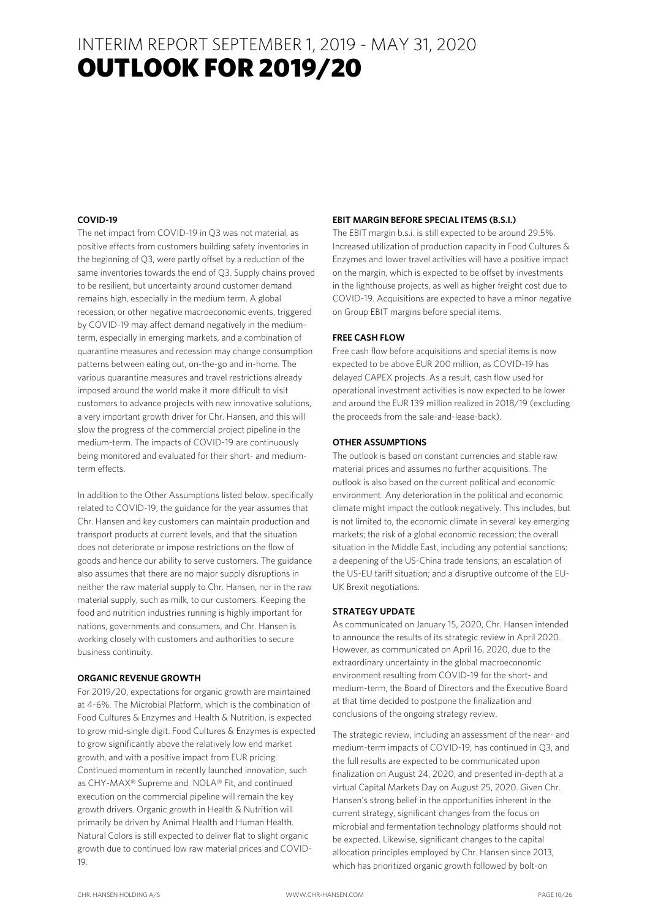# INTERIM REPORT SEPTEMBER 1, 2019 - MAY 31, 2020

# OUTLOOK FOR 2019/20

### COVID-19

The net impact from COVID-19 in Q3 was not material, as positive effects from customers building safety inventories in the beginning of Q3, were partly offset by a reduction of the same inventories towards the end of Q3. Supply chains proved to be resilient, but uncertainty around customer demand remains high, especially in the medium term. A global recession, or other negative macroeconomic events, triggered by COVID-19 may affect demand negatively in the medium-term, especially in emerging markets, and a combination of quarantine measures and recession may change consumption patterns between eating out, on-the-go and in-home. The various quarantine measures and travel restrictions already imposed around the world make it more difficult to visit customers to advance projects with new innovative solutions, a very important growth driver for Chr. Hansen, and this will slow the progress of the commercial project pipeline in the medium-term. The impacts of COVID-19 are continuously being monitored and evaluated for their short- and medium-term effects.

In addition to the Other Assumptions listed below, specifically related to COVID-19, the guidance for the year assumes that Chr. Hansen and key customers can maintain production and transport products at current levels, and that the situation does not deteriorate or impose restrictions on the flow of goods and hence our ability to serve customers. The guidance also assumes that there are no major supply disruptions in neither the raw material supply to Chr. Hansen, nor in the raw material supply, such as milk, to our customers. Keeping the food and nutrition industries running is highly important for nations, governments and consumers, and Chr. Hansen is working closely with customers and authorities to secure business continuity.

### ORGANIC REVENUE GROWTH

For 2019/20, expectations for organic growth are maintained at 4-6%. The Microbial Platform, which is the combination of Food Cultures & Enzymes and Health & Nutrition, is expected to grow mid-single digit. Food Cultures & Enzymes is expected to grow significantly above the relatively low end market growth, and with a positive impact from EUR pricing. Continued momentum in recently launched innovation, such as CHY-MAX® Supreme and NOLA® Fit, and continued execution on the commercial pipeline will remain the key growth drivers. Organic growth in Health & Nutrition will primarily be driven by Animal Health and Human Health. Natural Colors is still expected to deliver flat to slight organic growth due to continued low raw material prices and COVID-19.

### EBIT MARGIN BEFORE SPECIAL ITEMS (B.S.I.)

The EBIT margin b.s.i. is still expected to be around 29.5%. Increased utilization of production capacity in Food Cultures & Enzymes and lower travel activities will have a positive impact on the margin, which is expected to be offset by investments in the lighthouse projects, as well as higher freight cost due to COVID-19. Acquisitions are expected to have a minor negative on Group EBIT margins before special items.

### FREE CASH FLOW

Free cash flow before acquisitions and special items is now expected to be above EUR 200 million, as COVID-19 has delayed CAPEX projects. As a result, cash flow used for operational investment activities is now expected to be lower and around the EUR 139 million realized in 2018/19 (excluding the proceeds from the sale-and-lease-back).

### OTHER ASSUMPTIONS

The outlook is based on constant currencies and stable raw material prices and assumes no further acquisitions. The outlook is also based on the current political and economic environment. Any deterioration in the political and economic climate might impact the outlook negatively. This includes, but is not limited to, the economic climate in several key emerging markets; the risk of a global economic recession; the overall situation in the Middle East, including any potential sanctions; a deepening of the US-China trade tensions; an escalation of the US-EU tariff situation; and a disruptive outcome of the EU-UK Brexit negotiations.

### STRATEGY UPDATE

As communicated on January 15, 2020, Chr. Hansen intended to announce the results of its strategic review in April 2020. However, as communicated on April 16, 2020, due to the extraordinary uncertainty in the global macroeconomic environment resulting from COVID-19 for the short- and medium-term, the Board of Directors and the Executive Board at that time decided to postpone the finalization and conclusions of the ongoing strategy review.

The strategic review, including an assessment of the near- and medium-term impacts of COVID-19, has continued in Q3, and the full results are expected to be communicated upon finalization on August 24, 2020, and presented in-depth at a virtual Capital Markets Day on August 25, 2020. Given Chr. Hansen's strong belief in the opportunities inherent in the current strategy, significant changes from the focus on microbial and fermentation technology platforms should not be expected. Likewise, significant changes to the capital allocation principles employed by Chr. Hansen since 2013, which has prioritized organic growth followed by bolt-on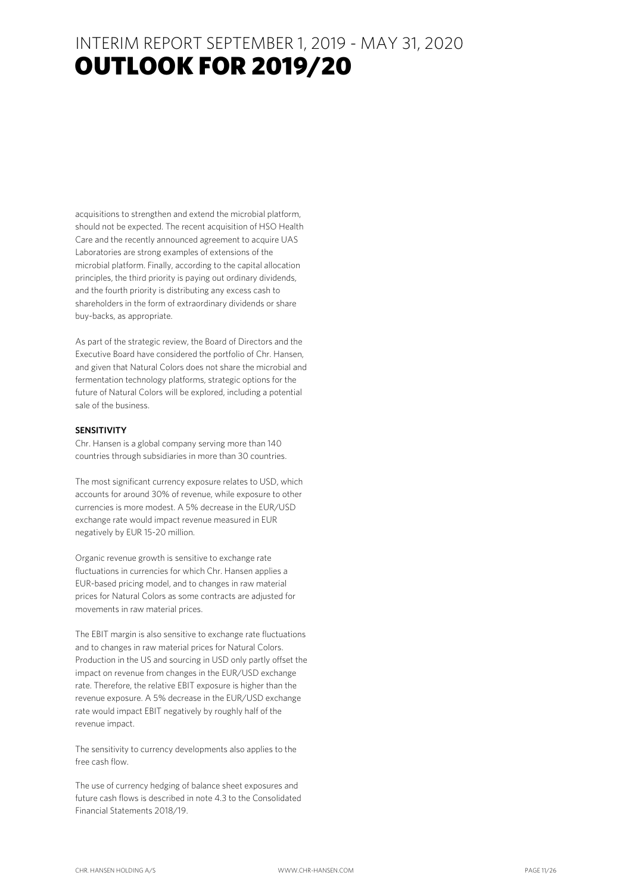# INTERIM REPORT SEPTEMBER 1, 2019 - MAY 31, 2020
# OUTLOOK FOR 2019/20

acquisitions to strengthen and extend the microbial platform, should not be expected. The recent acquisition of HSO Health Care and the recently announced agreement to acquire UAS Laboratories are strong examples of extensions of the microbial platform. Finally, according to the capital allocation principles, the third priority is paying out ordinary dividends, and the fourth priority is distributing any excess cash to shareholders in the form of extraordinary dividends or share buy-backs, as appropriate.

As part of the strategic review, the Board of Directors and the Executive Board have considered the portfolio of Chr. Hansen, and given that Natural Colors does not share the microbial and fermentation technology platforms, strategic options for the future of Natural Colors will be explored, including a potential sale of the business.

**SENSITIVITY**

Chr. Hansen is a global company serving more than 140 countries through subsidiaries in more than 30 countries.

The most significant currency exposure relates to USD, which accounts for around 30% of revenue, while exposure to other currencies is more modest. A 5% decrease in the EUR/USD exchange rate would impact revenue measured in EUR negatively by EUR 15-20 million.

Organic revenue growth is sensitive to exchange rate fluctuations in currencies for which Chr. Hansen applies a EUR-based pricing model, and to changes in raw material prices for Natural Colors as some contracts are adjusted for movements in raw material prices.

The EBIT margin is also sensitive to exchange rate fluctuations and to changes in raw material prices for Natural Colors. Production in the US and sourcing in USD only partly offset the impact on revenue from changes in the EUR/USD exchange rate. Therefore, the relative EBIT exposure is higher than the revenue exposure. A 5% decrease in the EUR/USD exchange rate would impact EBIT negatively by roughly half of the revenue impact.

The sensitivity to currency developments also applies to the free cash flow.

The use of currency hedging of balance sheet exposures and future cash flows is described in note 4.3 to the Consolidated Financial Statements 2018/19.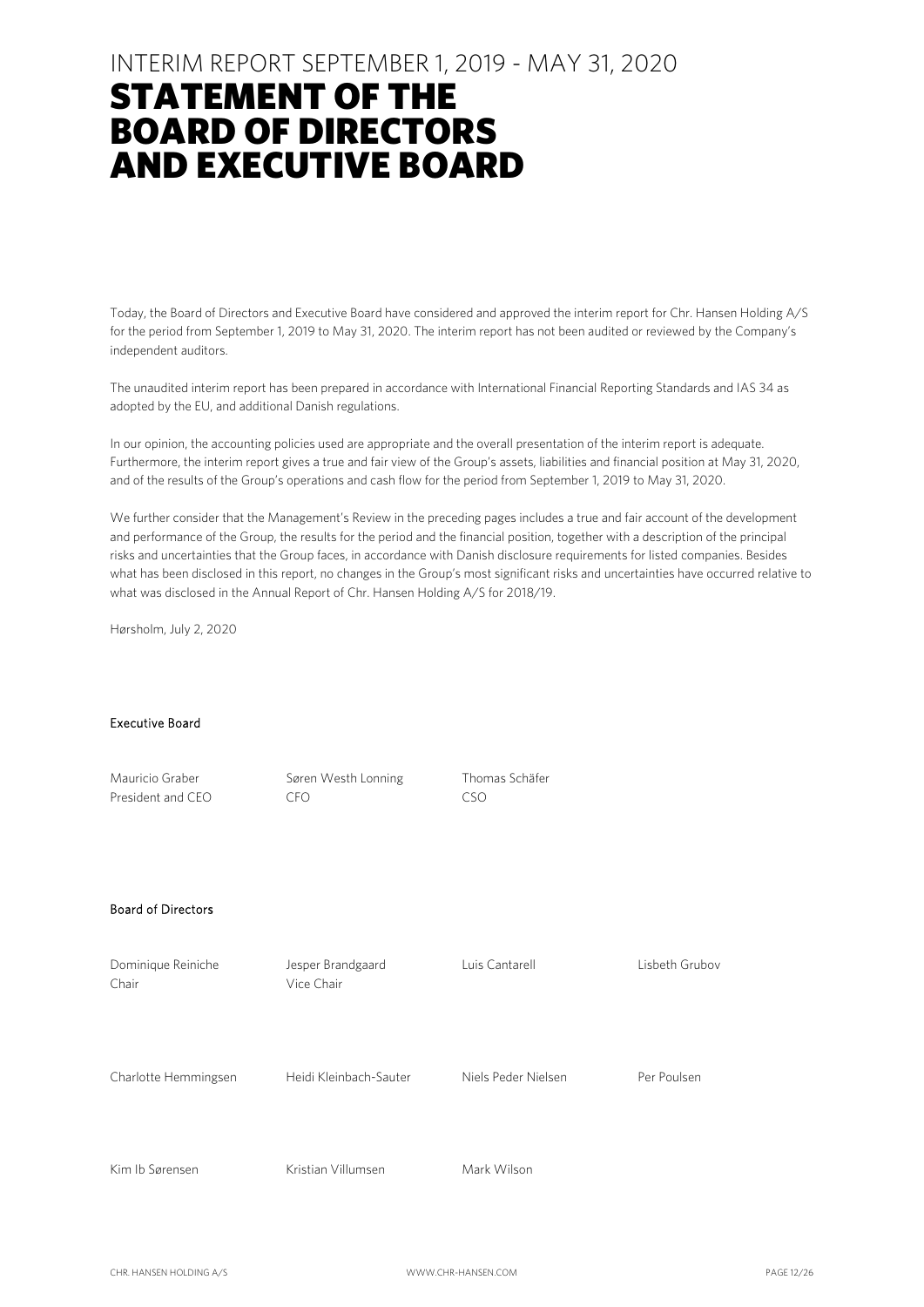# INTERIM REPORT SEPTEMBER 1, 2019 - MAY 31, 2020

# STATEMENT OF THE BOARD OF DIRECTORS AND EXECUTIVE BOARD

Today, the Board of Directors and Executive Board have considered and approved the interim report for Chr. Hansen Holding A/S for the period from September 1, 2019 to May 31, 2020. The interim report has not been audited or reviewed by the Company's independent auditors.

The unaudited interim report has been prepared in accordance with International Financial Reporting Standards and IAS 34 as adopted by the EU, and additional Danish regulations.

In our opinion, the accounting policies used are appropriate and the overall presentation of the interim report is adequate. Furthermore, the interim report gives a true and fair view of the Group's assets, liabilities and financial position at May 31, 2020, and of the results of the Group's operations and cash flow for the period from September 1, 2019 to May 31, 2020.

We further consider that the Management's Review in the preceding pages includes a true and fair account of the development and performance of the Group, the results for the period and the financial position, together with a description of the principal risks and uncertainties that the Group faces, in accordance with Danish disclosure requirements for listed companies. Besides what has been disclosed in this report, no changes in the Group's most significant risks and uncertainties have occurred relative to what was disclosed in the Annual Report of Chr. Hansen Holding A/S for 2018/19.

Hørsholm, July 2, 2020

**Executive Board**

Mauricio Graber
President and CEO

Søren Westh Lonning
CFO

Thomas Schäfer
CSO

**Board of Directors**

Dominique Reiniche
Chair

Jesper Brandgaard
Vice Chair

Luis Cantarell

Lisbeth Grubov

Charlotte Hemmingsen

Heidi Kleinbach-Sauter

Niels Peder Nielsen

Per Poulsen

Kim Ib Sørensen

Kristian Villumsen

Mark Wilson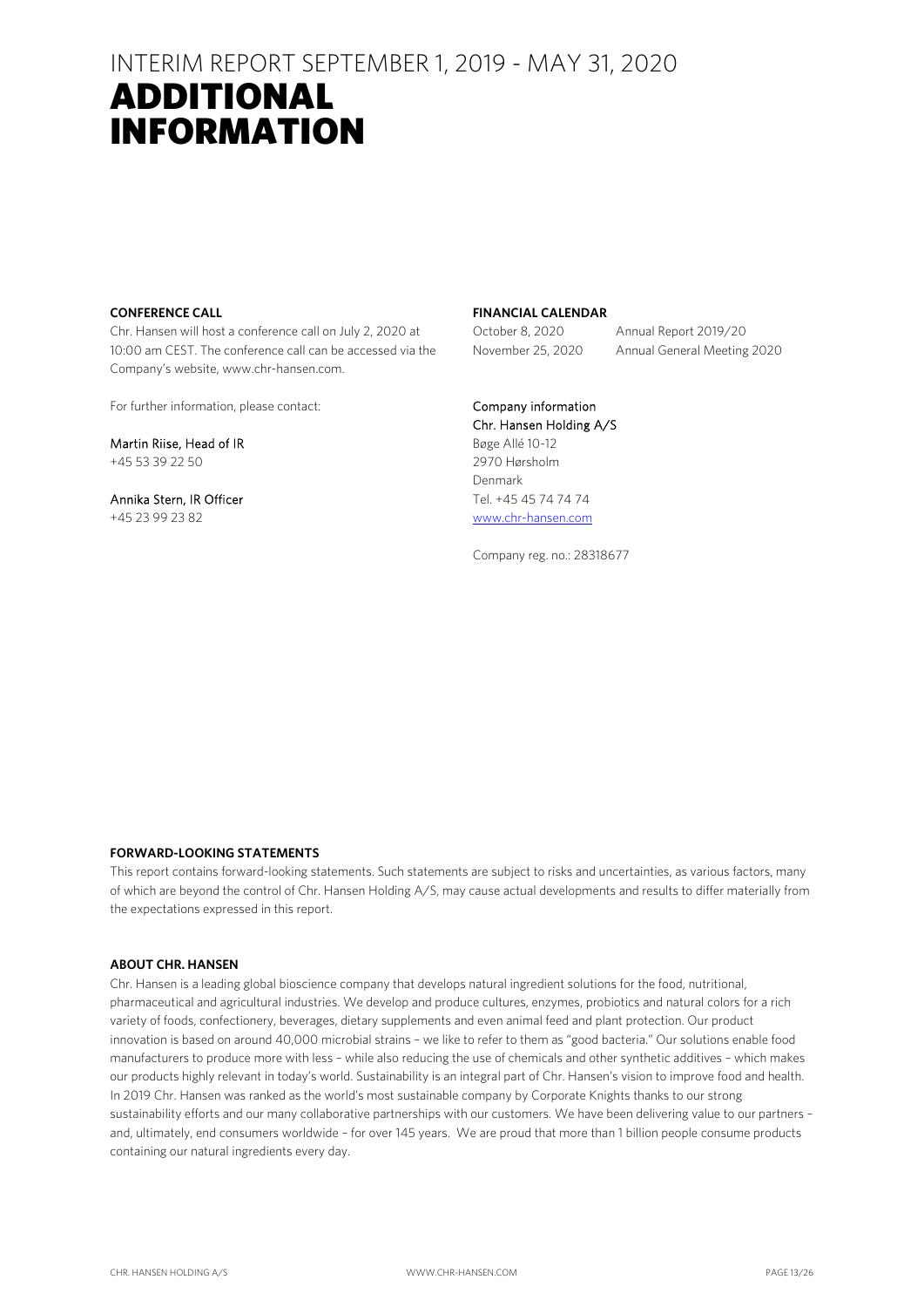# INTERIM REPORT SEPTEMBER 1, 2019 - MAY 31, 2020

# ADDITIONAL INFORMATION

**CONFERENCE CALL**

Chr. Hansen will host a conference call on July 2, 2020 at 10:00 am CEST. The conference call can be accessed via the Company's website, www.chr-hansen.com.

For further information, please contact:

Martin Riise, Head of IR
+45 53 39 22 50

Annika Stern, IR Officer
+45 23 99 23 82

**FINANCIAL CALENDAR**

| | |
|---|---|
| October 8, 2020 | Annual Report 2019/20 |
| November 25, 2020 | Annual General Meeting 2020 |

Company information
Chr. Hansen Holding A/S
Bøge Allé 10-12
2970 Hørsholm
Denmark
Tel. +45 45 74 74 74
www.chr-hansen.com

Company reg. no.: 28318677

**FORWARD-LOOKING STATEMENTS**

This report contains forward-looking statements. Such statements are subject to risks and uncertainties, as various factors, many of which are beyond the control of Chr. Hansen Holding A/S, may cause actual developments and results to differ materially from the expectations expressed in this report.

**ABOUT CHR. HANSEN**

Chr. Hansen is a leading global bioscience company that develops natural ingredient solutions for the food, nutritional, pharmaceutical and agricultural industries. We develop and produce cultures, enzymes, probiotics and natural colors for a rich variety of foods, confectionery, beverages, dietary supplements and even animal feed and plant protection. Our product innovation is based on around 40,000 microbial strains – we like to refer to them as "good bacteria." Our solutions enable food manufacturers to produce more with less – while also reducing the use of chemicals and other synthetic additives – which makes our products highly relevant in today's world. Sustainability is an integral part of Chr. Hansen's vision to improve food and health. In 2019 Chr. Hansen was ranked as the world's most sustainable company by Corporate Knights thanks to our strong sustainability efforts and our many collaborative partnerships with our customers. We have been delivering value to our partners – and, ultimately, end consumers worldwide – for over 145 years. We are proud that more than 1 billion people consume products containing our natural ingredients every day.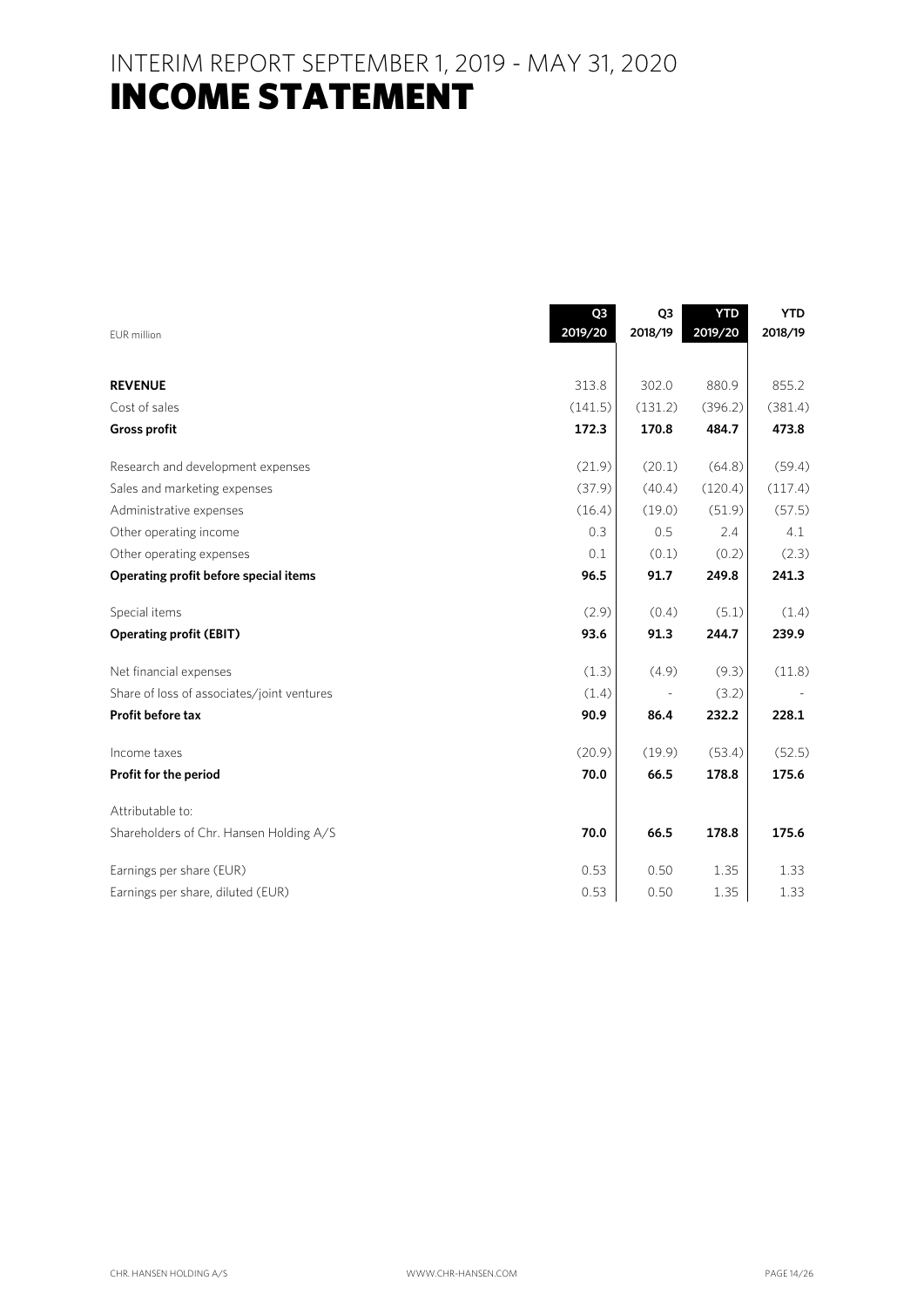# INTERIM REPORT SEPTEMBER 1, 2019 - MAY 31, 2020
# INCOME STATEMENT

| EUR million | Q3 2019/20 | Q3 2018/19 | YTD 2019/20 | YTD 2018/19 |
|---|---|---|---|---|
| **REVENUE** | 313.8 | 302.0 | 880.9 | 855.2 |
| Cost of sales | (141.5) | (131.2) | (396.2) | (381.4) |
| **Gross profit** | **172.3** | **170.8** | **484.7** | **473.8** |
| Research and development expenses | (21.9) | (20.1) | (64.8) | (59.4) |
| Sales and marketing expenses | (37.9) | (40.4) | (120.4) | (117.4) |
| Administrative expenses | (16.4) | (19.0) | (51.9) | (57.5) |
| Other operating income | 0.3 | 0.5 | 2.4 | 4.1 |
| Other operating expenses | 0.1 | (0.1) | (0.2) | (2.3) |
| **Operating profit before special items** | **96.5** | **91.7** | **249.8** | **241.3** |
| Special items | (2.9) | (0.4) | (5.1) | (1.4) |
| **Operating profit (EBIT)** | **93.6** | **91.3** | **244.7** | **239.9** |
| Net financial expenses | (1.3) | (4.9) | (9.3) | (11.8) |
| Share of loss of associates/joint ventures | (1.4) | - | (3.2) | - |
| **Profit before tax** | **90.9** | **86.4** | **232.2** | **228.1** |
| Income taxes | (20.9) | (19.9) | (53.4) | (52.5) |
| **Profit for the period** | **70.0** | **66.5** | **178.8** | **175.6** |
| Attributable to: | | | | |
| Shareholders of Chr. Hansen Holding A/S | **70.0** | **66.5** | **178.8** | **175.6** |
| Earnings per share (EUR) | 0.53 | 0.50 | 1.35 | 1.33 |
| Earnings per share, diluted (EUR) | 0.53 | 0.50 | 1.35 | 1.33 |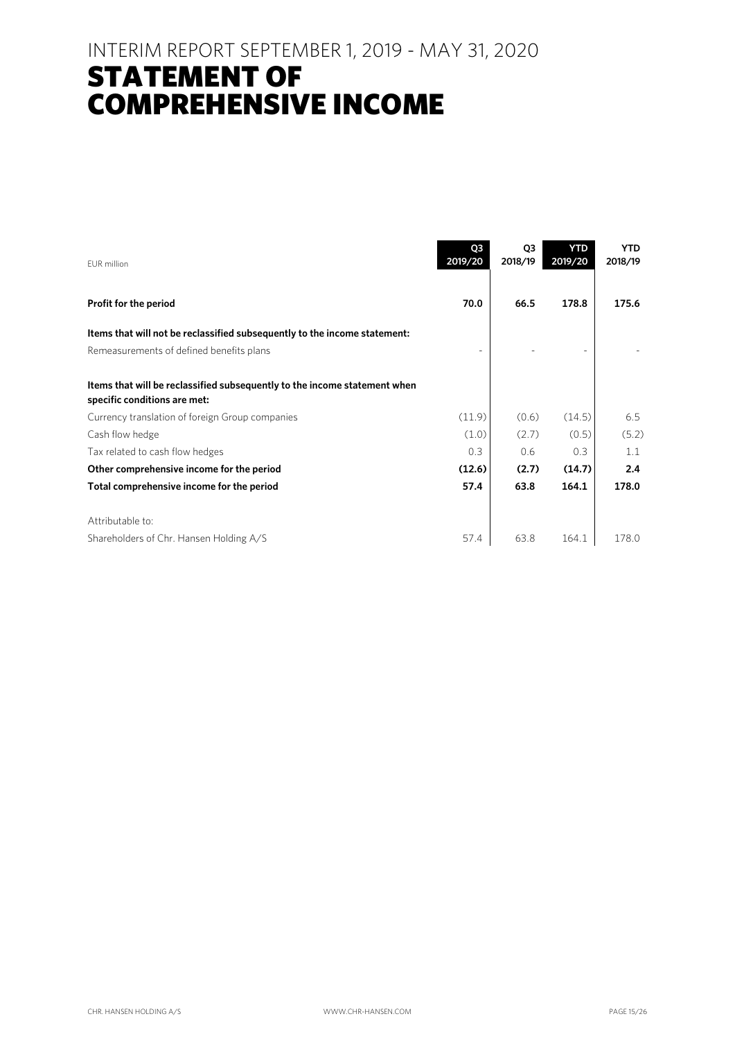# INTERIM REPORT SEPTEMBER 1, 2019 - MAY 31, 2020

# STATEMENT OF COMPREHENSIVE INCOME

| EUR million | Q3 2019/20 | Q3 2018/19 | YTD 2019/20 | YTD 2018/19 |
|---|---|---|---|---|
| **Profit for the period** | **70.0** | **66.5** | **178.8** | **175.6** |
| **Items that will not be reclassified subsequently to the income statement:** | | | | |
| Remeasurements of defined benefits plans | - | - | - | - |
| **Items that will be reclassified subsequently to the income statement when specific conditions are met:** | | | | |
| Currency translation of foreign Group companies | (11.9) | (0.6) | (14.5) | 6.5 |
| Cash flow hedge | (1.0) | (2.7) | (0.5) | (5.2) |
| Tax related to cash flow hedges | 0.3 | 0.6 | 0.3 | 1.1 |
| **Other comprehensive income for the period** | **(12.6)** | **(2.7)** | **(14.7)** | **2.4** |
| **Total comprehensive income for the period** | **57.4** | **63.8** | **164.1** | **178.0** |
| Attributable to: | | | | |
| Shareholders of Chr. Hansen Holding A/S | 57.4 | 63.8 | 164.1 | 178.0 |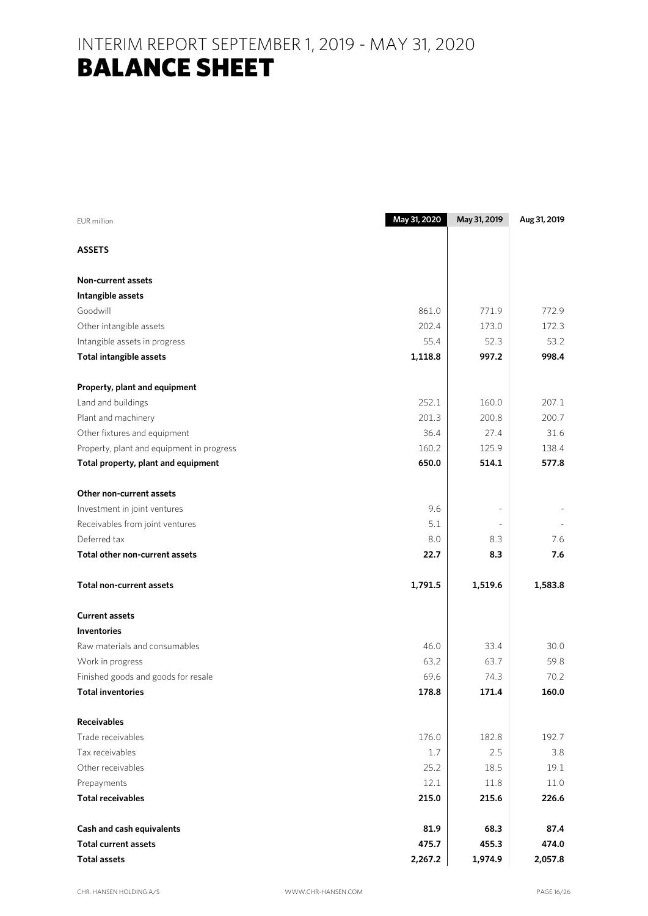# INTERIM REPORT SEPTEMBER 1, 2019 - MAY 31, 2020
# BALANCE SHEET

| EUR million | May 31, 2020 | May 31, 2019 | Aug 31, 2019 |
|---|---|---|---|
| **ASSETS** | | | |
| | | | |
| **Non-current assets** | | | |
| **Intangible assets** | | | |
| Goodwill | 861.0 | 771.9 | 772.9 |
| Other intangible assets | 202.4 | 173.0 | 172.3 |
| Intangible assets in progress | 55.4 | 52.3 | 53.2 |
| **Total intangible assets** | **1,118.8** | **997.2** | **998.4** |
| | | | |
| **Property, plant and equipment** | | | |
| Land and buildings | 252.1 | 160.0 | 207.1 |
| Plant and machinery | 201.3 | 200.8 | 200.7 |
| Other fixtures and equipment | 36.4 | 27.4 | 31.6 |
| Property, plant and equipment in progress | 160.2 | 125.9 | 138.4 |
| **Total property, plant and equipment** | **650.0** | **514.1** | **577.8** |
| | | | |
| **Other non-current assets** | | | |
| Investment in joint ventures | 9.6 | - | - |
| Receivables from joint ventures | 5.1 | - | - |
| Deferred tax | 8.0 | 8.3 | 7.6 |
| **Total other non-current assets** | **22.7** | **8.3** | **7.6** |
| | | | |
| **Total non-current assets** | **1,791.5** | **1,519.6** | **1,583.8** |
| | | | |
| **Current assets** | | | |
| **Inventories** | | | |
| Raw materials and consumables | 46.0 | 33.4 | 30.0 |
| Work in progress | 63.2 | 63.7 | 59.8 |
| Finished goods and goods for resale | 69.6 | 74.3 | 70.2 |
| **Total inventories** | **178.8** | **171.4** | **160.0** |
| | | | |
| **Receivables** | | | |
| Trade receivables | 176.0 | 182.8 | 192.7 |
| Tax receivables | 1.7 | 2.5 | 3.8 |
| Other receivables | 25.2 | 18.5 | 19.1 |
| Prepayments | 12.1 | 11.8 | 11.0 |
| **Total receivables** | **215.0** | **215.6** | **226.6** |
| | | | |
| **Cash and cash equivalents** | **81.9** | **68.3** | **87.4** |
| **Total current assets** | **475.7** | **455.3** | **474.0** |
| **Total assets** | **2,267.2** | **1,974.9** | **2,057.8** |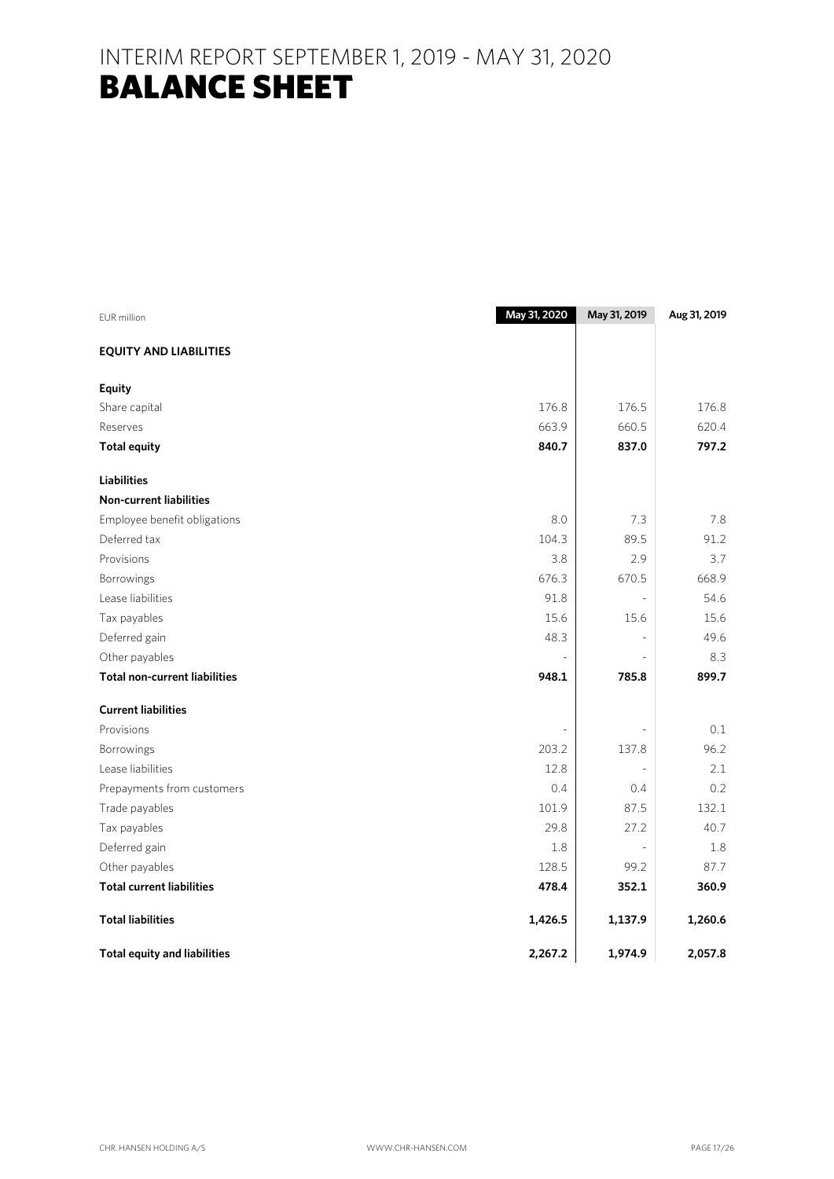# INTERIM REPORT SEPTEMBER 1, 2019 - MAY 31, 2020
# BALANCE SHEET

| EUR million | May 31, 2020 | May 31, 2019 | Aug 31, 2019 |
|---|---|---|---|
| **EQUITY AND LIABILITIES** | | | |
| **Equity** | | | |
| Share capital | 176.8 | 176.5 | 176.8 |
| Reserves | 663.9 | 660.5 | 620.4 |
| **Total equity** | **840.7** | **837.0** | **797.2** |
| **Liabilities** | | | |
| **Non-current liabilities** | | | |
| Employee benefit obligations | 8.0 | 7.3 | 7.8 |
| Deferred tax | 104.3 | 89.5 | 91.2 |
| Provisions | 3.8 | 2.9 | 3.7 |
| Borrowings | 676.3 | 670.5 | 668.9 |
| Lease liabilities | 91.8 | - | 54.6 |
| Tax payables | 15.6 | 15.6 | 15.6 |
| Deferred gain | 48.3 | - | 49.6 |
| Other payables | - | - | 8.3 |
| **Total non-current liabilities** | **948.1** | **785.8** | **899.7** |
| **Current liabilities** | | | |
| Provisions | - | - | 0.1 |
| Borrowings | 203.2 | 137.8 | 96.2 |
| Lease liabilities | 12.8 | - | 2.1 |
| Prepayments from customers | 0.4 | 0.4 | 0.2 |
| Trade payables | 101.9 | 87.5 | 132.1 |
| Tax payables | 29.8 | 27.2 | 40.7 |
| Deferred gain | 1.8 | - | 1.8 |
| Other payables | 128.5 | 99.2 | 87.7 |
| **Total current liabilities** | **478.4** | **352.1** | **360.9** |
| **Total liabilities** | **1,426.5** | **1,137.9** | **1,260.6** |
| **Total equity and liabilities** | **2,267.2** | **1,974.9** | **2,057.8** |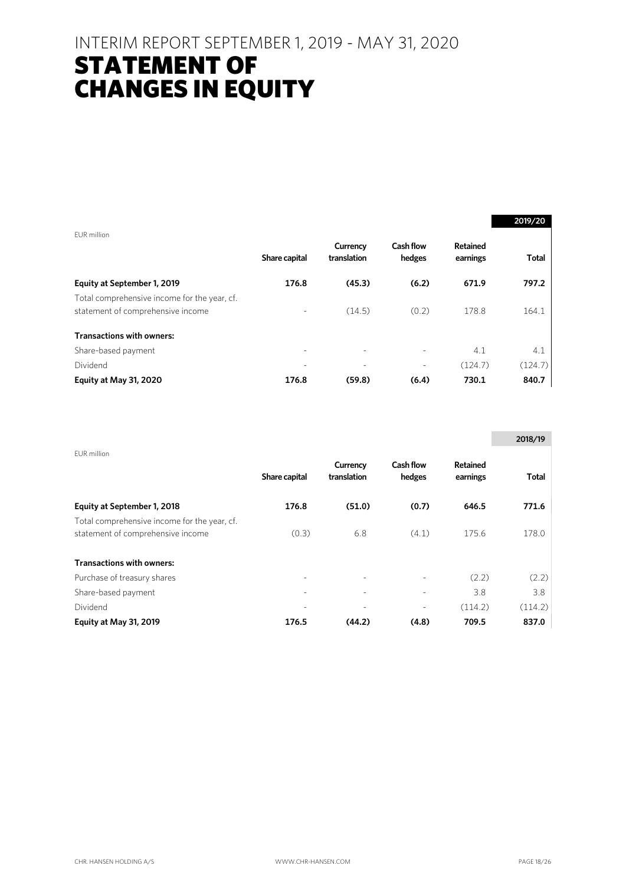# INTERIM REPORT SEPTEMBER 1, 2019 - MAY 31, 2020

# STATEMENT OF CHANGES IN EQUITY

| EUR million | Share capital | Currency translation | Cash flow hedges | Retained earnings | 2019/20 Total |
|---|---|---|---|---|---|
| **Equity at September 1, 2019** | **176.8** | **(45.3)** | **(6.2)** | **671.9** | **797.2** |
| Total comprehensive income for the year, cf. statement of comprehensive income | - | (14.5) | (0.2) | 178.8 | 164.1 |
| **Transactions with owners:** | | | | | |
| Share-based payment | - | - | - | 4.1 | 4.1 |
| Dividend | - | - | - | (124.7) | (124.7) |
| **Equity at May 31, 2020** | **176.8** | **(59.8)** | **(6.4)** | **730.1** | **840.7** |

| EUR million | Share capital | Currency translation | Cash flow hedges | Retained earnings | 2018/19 Total |
|---|---|---|---|---|---|
| **Equity at September 1, 2018** | **176.8** | **(51.0)** | **(0.7)** | **646.5** | **771.6** |
| Total comprehensive income for the year, cf. statement of comprehensive income | (0.3) | 6.8 | (4.1) | 175.6 | 178.0 |
| **Transactions with owners:** | | | | | |
| Purchase of treasury shares | - | - | - | (2.2) | (2.2) |
| Share-based payment | - | - | - | 3.8 | 3.8 |
| Dividend | - | - | - | (114.2) | (114.2) |
| **Equity at May 31, 2019** | **176.5** | **(44.2)** | **(4.8)** | **709.5** | **837.0** |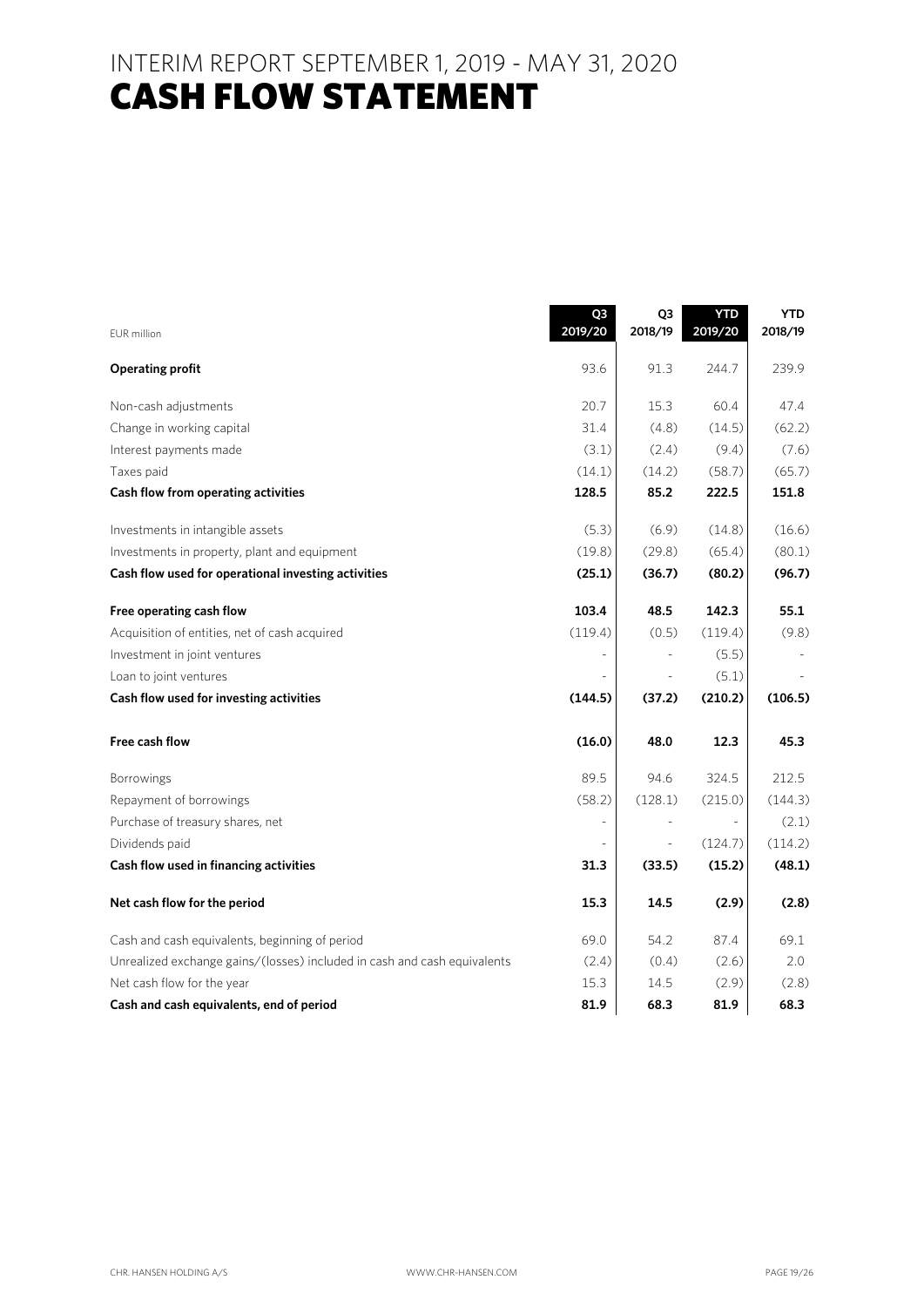# INTERIM REPORT SEPTEMBER 1, 2019 - MAY 31, 2020
# CASH FLOW STATEMENT

| EUR million | Q3 2019/20 | Q3 2018/19 | YTD 2019/20 | YTD 2018/19 |
|---|---|---|---|---|
| **Operating profit** | 93.6 | 91.3 | 244.7 | 239.9 |
| Non-cash adjustments | 20.7 | 15.3 | 60.4 | 47.4 |
| Change in working capital | 31.4 | (4.8) | (14.5) | (62.2) |
| Interest payments made | (3.1) | (2.4) | (9.4) | (7.6) |
| Taxes paid | (14.1) | (14.2) | (58.7) | (65.7) |
| **Cash flow from operating activities** | **128.5** | **85.2** | **222.5** | **151.8** |
| Investments in intangible assets | (5.3) | (6.9) | (14.8) | (16.6) |
| Investments in property, plant and equipment | (19.8) | (29.8) | (65.4) | (80.1) |
| **Cash flow used for operational investing activities** | **(25.1)** | **(36.7)** | **(80.2)** | **(96.7)** |
| **Free operating cash flow** | **103.4** | **48.5** | **142.3** | **55.1** |
| Acquisition of entities, net of cash acquired | (119.4) | (0.5) | (119.4) | (9.8) |
| Investment in joint ventures | - | - | (5.5) | - |
| Loan to joint ventures | - | - | (5.1) | - |
| **Cash flow used for investing activities** | **(144.5)** | **(37.2)** | **(210.2)** | **(106.5)** |
| **Free cash flow** | **(16.0)** | **48.0** | **12.3** | **45.3** |
| Borrowings | 89.5 | 94.6 | 324.5 | 212.5 |
| Repayment of borrowings | (58.2) | (128.1) | (215.0) | (144.3) |
| Purchase of treasury shares, net | - | - | - | (2.1) |
| Dividends paid | - | - | (124.7) | (114.2) |
| **Cash flow used in financing activities** | **31.3** | **(33.5)** | **(15.2)** | **(48.1)** |
| **Net cash flow for the period** | **15.3** | **14.5** | **(2.9)** | **(2.8)** |
| Cash and cash equivalents, beginning of period | 69.0 | 54.2 | 87.4 | 69.1 |
| Unrealized exchange gains/(losses) included in cash and cash equivalents | (2.4) | (0.4) | (2.6) | 2.0 |
| Net cash flow for the year | 15.3 | 14.5 | (2.9) | (2.8) |
| **Cash and cash equivalents, end of period** | **81.9** | **68.3** | **81.9** | **68.3** |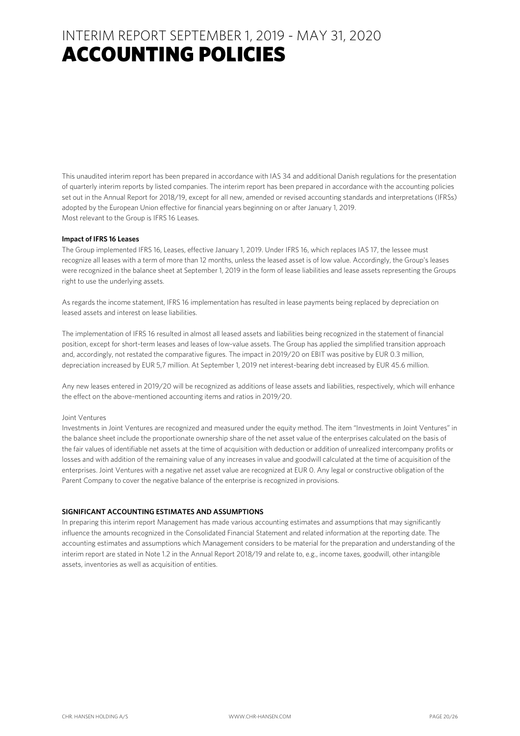# INTERIM REPORT SEPTEMBER 1, 2019 - MAY 31, 2020

# ACCOUNTING POLICIES

This unaudited interim report has been prepared in accordance with IAS 34 and additional Danish regulations for the presentation of quarterly interim reports by listed companies. The interim report has been prepared in accordance with the accounting policies set out in the Annual Report for 2018/19, except for all new, amended or revised accounting standards and interpretations (IFRSs) adopted by the European Union effective for financial years beginning on or after January 1, 2019.
Most relevant to the Group is IFRS 16 Leases.

**Impact of IFRS 16 Leases**

The Group implemented IFRS 16, Leases, effective January 1, 2019. Under IFRS 16, which replaces IAS 17, the lessee must recognize all leases with a term of more than 12 months, unless the leased asset is of low value. Accordingly, the Group's leases were recognized in the balance sheet at September 1, 2019 in the form of lease liabilities and lease assets representing the Groups right to use the underlying assets.

As regards the income statement, IFRS 16 implementation has resulted in lease payments being replaced by depreciation on leased assets and interest on lease liabilities.

The implementation of IFRS 16 resulted in almost all leased assets and liabilities being recognized in the statement of financial position, except for short-term leases and leases of low-value assets. The Group has applied the simplified transition approach and, accordingly, not restated the comparative figures. The impact in 2019/20 on EBIT was positive by EUR 0.3 million, depreciation increased by EUR 5,7 million. At September 1, 2019 net interest-bearing debt increased by EUR 45.6 million.

Any new leases entered in 2019/20 will be recognized as additions of lease assets and liabilities, respectively, which will enhance the effect on the above-mentioned accounting items and ratios in 2019/20.

Joint Ventures

Investments in Joint Ventures are recognized and measured under the equity method. The item "Investments in Joint Ventures" in the balance sheet include the proportionate ownership share of the net asset value of the enterprises calculated on the basis of the fair values of identifiable net assets at the time of acquisition with deduction or addition of unrealized intercompany profits or losses and with addition of the remaining value of any increases in value and goodwill calculated at the time of acquisition of the enterprises. Joint Ventures with a negative net asset value are recognized at EUR 0. Any legal or constructive obligation of the Parent Company to cover the negative balance of the enterprise is recognized in provisions.

**SIGNIFICANT ACCOUNTING ESTIMATES AND ASSUMPTIONS**

In preparing this interim report Management has made various accounting estimates and assumptions that may significantly influence the amounts recognized in the Consolidated Financial Statement and related information at the reporting date. The accounting estimates and assumptions which Management considers to be material for the preparation and understanding of the interim report are stated in Note 1.2 in the Annual Report 2018/19 and relate to, e.g., income taxes, goodwill, other intangible assets, inventories as well as acquisition of entities.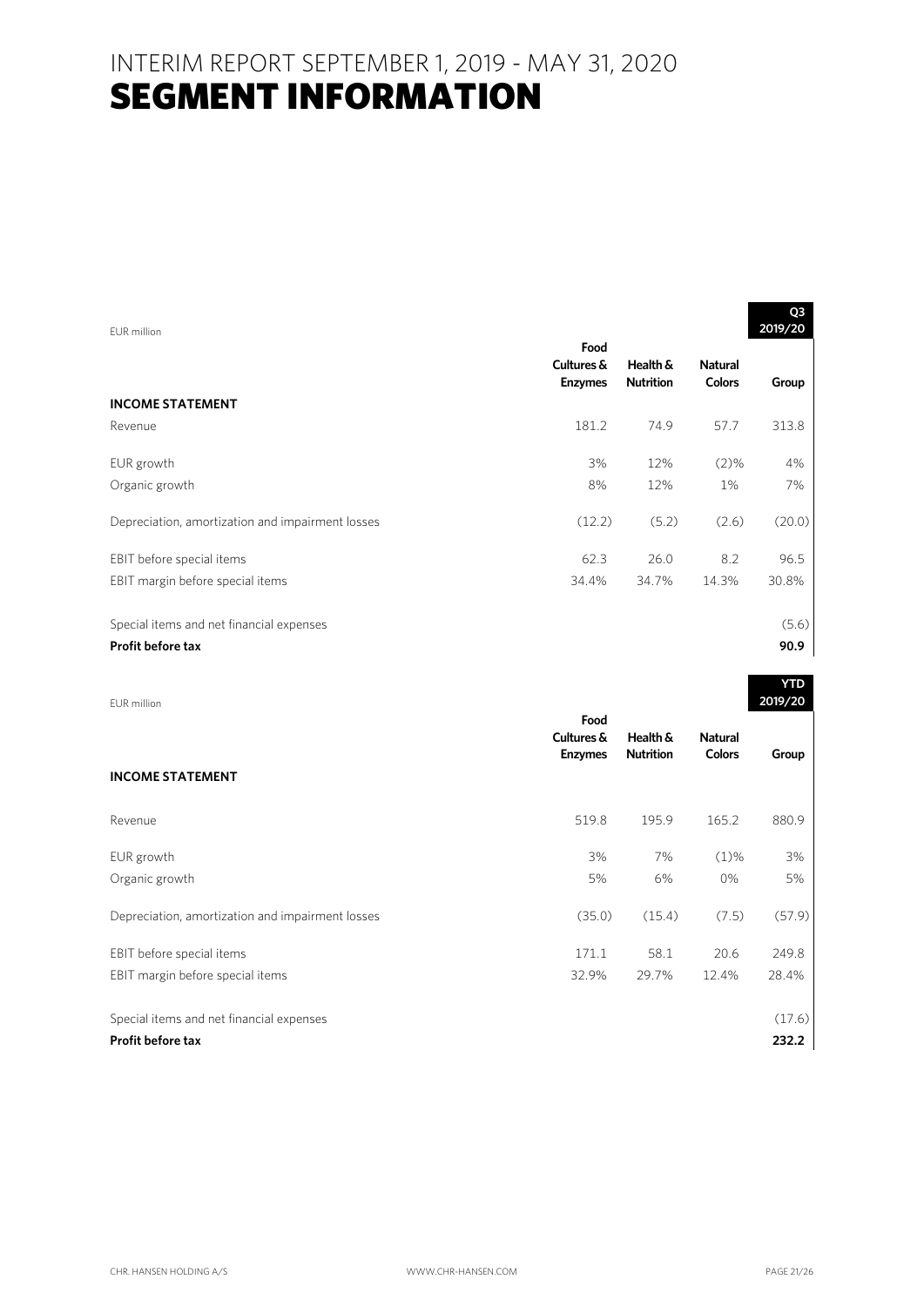# INTERIM REPORT SEPTEMBER 1, 2019 - MAY 31, 2020
# SEGMENT INFORMATION

| EUR million | Food Cultures & Enzymes | Health & Nutrition | Natural Colors | Q3 2019/20 Group |
|---|---|---|---|---|
| **INCOME STATEMENT** | | | | |
| Revenue | 181.2 | 74.9 | 57.7 | 313.8 |
| EUR growth | 3% | 12% | (2)% | 4% |
| Organic growth | 8% | 12% | 1% | 7% |
| Depreciation, amortization and impairment losses | (12.2) | (5.2) | (2.6) | (20.0) |
| EBIT before special items | 62.3 | 26.0 | 8.2 | 96.5 |
| EBIT margin before special items | 34.4% | 34.7% | 14.3% | 30.8% |
| Special items and net financial expenses | | | | (5.6) |
| **Profit before tax** | | | | **90.9** |

| EUR million | Food Cultures & Enzymes | Health & Nutrition | Natural Colors | YTD 2019/20 Group |
|---|---|---|---|---|
| **INCOME STATEMENT** | | | | |
| Revenue | 519.8 | 195.9 | 165.2 | 880.9 |
| EUR growth | 3% | 7% | (1)% | 3% |
| Organic growth | 5% | 6% | 0% | 5% |
| Depreciation, amortization and impairment losses | (35.0) | (15.4) | (7.5) | (57.9) |
| EBIT before special items | 171.1 | 58.1 | 20.6 | 249.8 |
| EBIT margin before special items | 32.9% | 29.7% | 12.4% | 28.4% |
| Special items and net financial expenses | | | | (17.6) |
| **Profit before tax** | | | | **232.2** |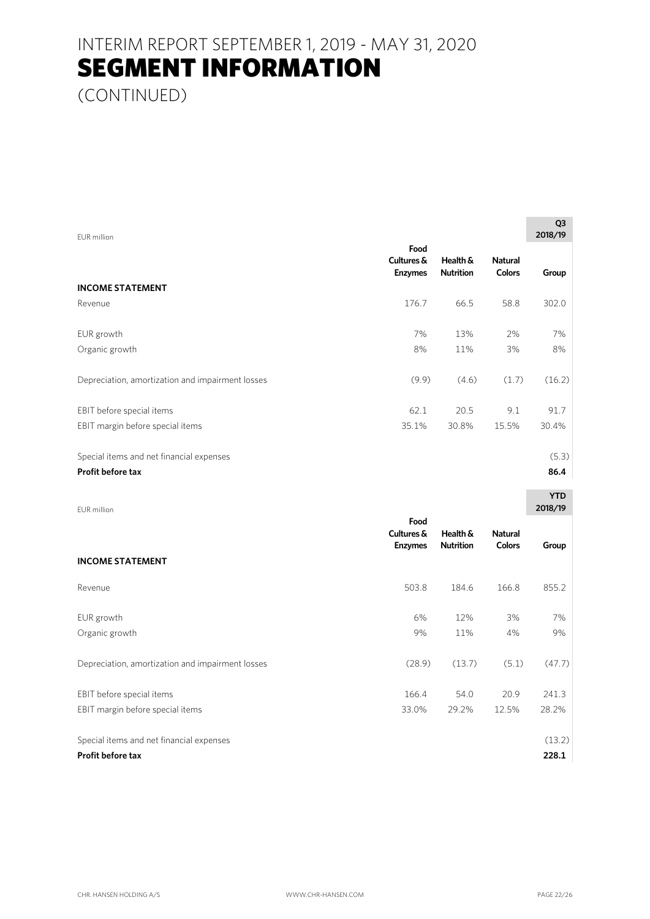# INTERIM REPORT SEPTEMBER 1, 2019 - MAY 31, 2020

# SEGMENT INFORMATION

(CONTINUED)

| EUR million | | | | Q3 2018/19 |
|---|---|---|---|---|
| | Food Cultures & Enzymes | Health & Nutrition | Natural Colors | Group |
| **INCOME STATEMENT** | | | | |
| Revenue | 176.7 | 66.5 | 58.8 | 302.0 |
| EUR growth | 7% | 13% | 2% | 7% |
| Organic growth | 8% | 11% | 3% | 8% |
| Depreciation, amortization and impairment losses | (9.9) | (4.6) | (1.7) | (16.2) |
| EBIT before special items | 62.1 | 20.5 | 9.1 | 91.7 |
| EBIT margin before special items | 35.1% | 30.8% | 15.5% | 30.4% |
| Special items and net financial expenses | | | | (5.3) |
| **Profit before tax** | | | | **86.4** |

| EUR million | | | | YTD 2018/19 |
|---|---|---|---|---|
| | Food Cultures & Enzymes | Health & Nutrition | Natural Colors | Group |
| **INCOME STATEMENT** | | | | |
| Revenue | 503.8 | 184.6 | 166.8 | 855.2 |
| EUR growth | 6% | 12% | 3% | 7% |
| Organic growth | 9% | 11% | 4% | 9% |
| Depreciation, amortization and impairment losses | (28.9) | (13.7) | (5.1) | (47.7) |
| EBIT before special items | 166.4 | 54.0 | 20.9 | 241.3 |
| EBIT margin before special items | 33.0% | 29.2% | 12.5% | 28.2% |
| Special items and net financial expenses | | | | (13.2) |
| **Profit before tax** | | | | **228.1** |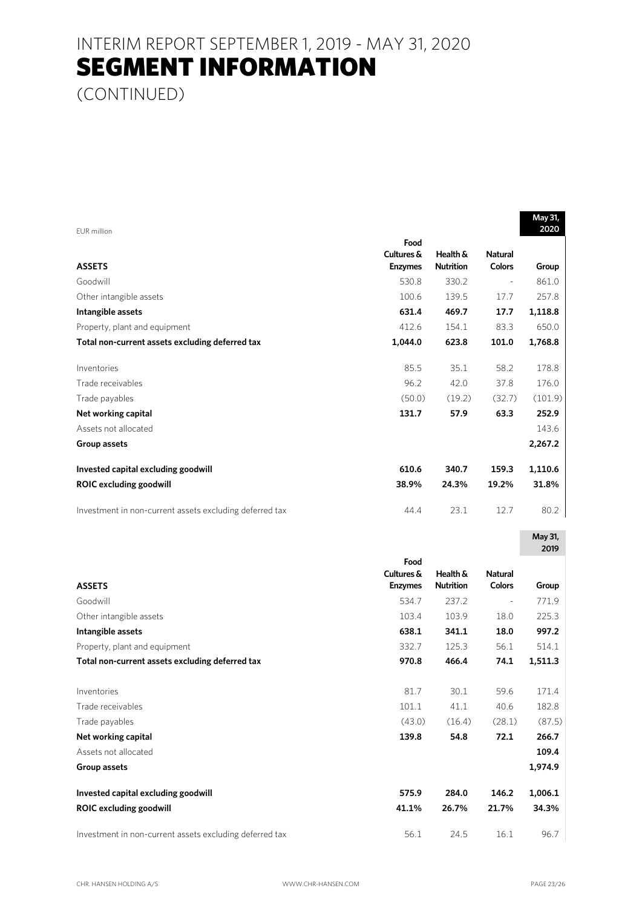# INTERIM REPORT SEPTEMBER 1, 2019 - MAY 31, 2020
# SEGMENT INFORMATION
(CONTINUED)

EUR million

| ASSETS | Food Cultures & Enzymes | Health & Nutrition | Natural Colors | May 31, 2020 Group |
|---|---|---|---|---|
| Goodwill | 530.8 | 330.2 | - | 861.0 |
| Other intangible assets | 100.6 | 139.5 | 17.7 | 257.8 |
| **Intangible assets** | **631.4** | **469.7** | **17.7** | **1,118.8** |
| Property, plant and equipment | 412.6 | 154.1 | 83.3 | 650.0 |
| **Total non-current assets excluding deferred tax** | **1,044.0** | **623.8** | **101.0** | **1,768.8** |
| Inventories | 85.5 | 35.1 | 58.2 | 178.8 |
| Trade receivables | 96.2 | 42.0 | 37.8 | 176.0 |
| Trade payables | (50.0) | (19.2) | (32.7) | (101.9) |
| **Net working capital** | **131.7** | **57.9** | **63.3** | **252.9** |
| Assets not allocated | | | | 143.6 |
| **Group assets** | | | | **2,267.2** |
| **Invested capital excluding goodwill** | **610.6** | **340.7** | **159.3** | **1,110.6** |
| **ROIC excluding goodwill** | **38.9%** | **24.3%** | **19.2%** | **31.8%** |
| Investment in non-current assets excluding deferred tax | 44.4 | 23.1 | 12.7 | 80.2 |

| ASSETS | Food Cultures & Enzymes | Health & Nutrition | Natural Colors | May 31, 2019 Group |
|---|---|---|---|---|
| Goodwill | 534.7 | 237.2 | - | 771.9 |
| Other intangible assets | 103.4 | 103.9 | 18.0 | 225.3 |
| **Intangible assets** | **638.1** | **341.1** | **18.0** | **997.2** |
| Property, plant and equipment | 332.7 | 125.3 | 56.1 | 514.1 |
| **Total non-current assets excluding deferred tax** | **970.8** | **466.4** | **74.1** | **1,511.3** |
| Inventories | 81.7 | 30.1 | 59.6 | 171.4 |
| Trade receivables | 101.1 | 41.1 | 40.6 | 182.8 |
| Trade payables | (43.0) | (16.4) | (28.1) | (87.5) |
| **Net working capital** | **139.8** | **54.8** | **72.1** | **266.7** |
| Assets not allocated | | | | **109.4** |
| **Group assets** | | | | **1,974.9** |
| **Invested capital excluding goodwill** | **575.9** | **284.0** | **146.2** | **1,006.1** |
| **ROIC excluding goodwill** | **41.1%** | **26.7%** | **21.7%** | **34.3%** |
| Investment in non-current assets excluding deferred tax | 56.1 | 24.5 | 16.1 | 96.7 |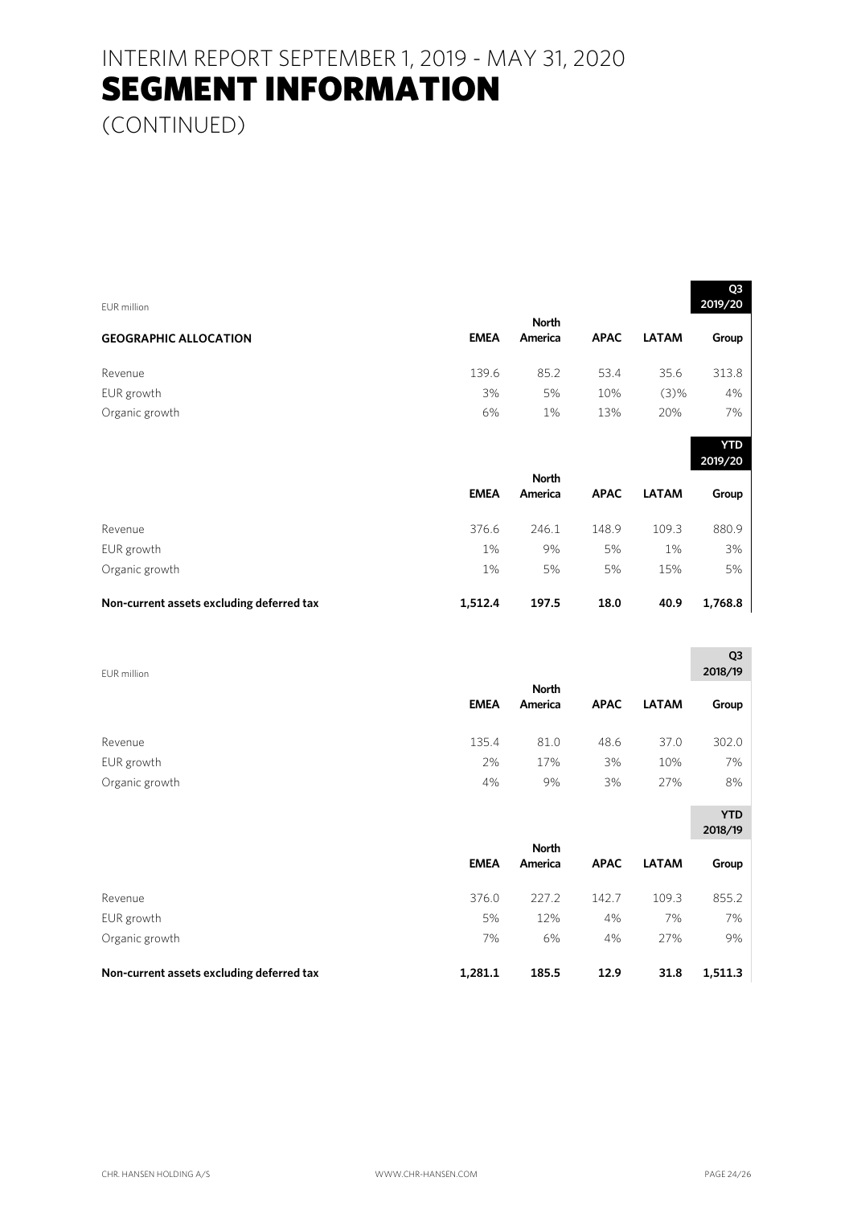# INTERIM REPORT SEPTEMBER 1, 2019 - MAY 31, 2020

# SEGMENT INFORMATION

(CONTINUED)

| EUR million | | | | | Q3 2019/20 |
|---|---|---|---|---|---|
| **GEOGRAPHIC ALLOCATION** | **EMEA** | **North America** | **APAC** | **LATAM** | **Group** |
| Revenue | 139.6 | 85.2 | 53.4 | 35.6 | 313.8 |
| EUR growth | 3% | 5% | 10% | (3)% | 4% |
| Organic growth | 6% | 1% | 13% | 20% | 7% |
| | | | | | **YTD 2019/20** |
| | **EMEA** | **North America** | **APAC** | **LATAM** | **Group** |
| Revenue | 376.6 | 246.1 | 148.9 | 109.3 | 880.9 |
| EUR growth | 1% | 9% | 5% | 1% | 3% |
| Organic growth | 1% | 5% | 5% | 15% | 5% |
| **Non-current assets excluding deferred tax** | **1,512.4** | **197.5** | **18.0** | **40.9** | **1,768.8** |

| EUR million | | | | | Q3 2018/19 |
|---|---|---|---|---|---|
| | **EMEA** | **North America** | **APAC** | **LATAM** | **Group** |
| Revenue | 135.4 | 81.0 | 48.6 | 37.0 | 302.0 |
| EUR growth | 2% | 17% | 3% | 10% | 7% |
| Organic growth | 4% | 9% | 3% | 27% | 8% |
| | | | | | **YTD 2018/19** |
| | **EMEA** | **North America** | **APAC** | **LATAM** | **Group** |
| Revenue | 376.0 | 227.2 | 142.7 | 109.3 | 855.2 |
| EUR growth | 5% | 12% | 4% | 7% | 7% |
| Organic growth | 7% | 6% | 4% | 27% | 9% |
| **Non-current assets excluding deferred tax** | **1,281.1** | **185.5** | **12.9** | **31.8** | **1,511.3** |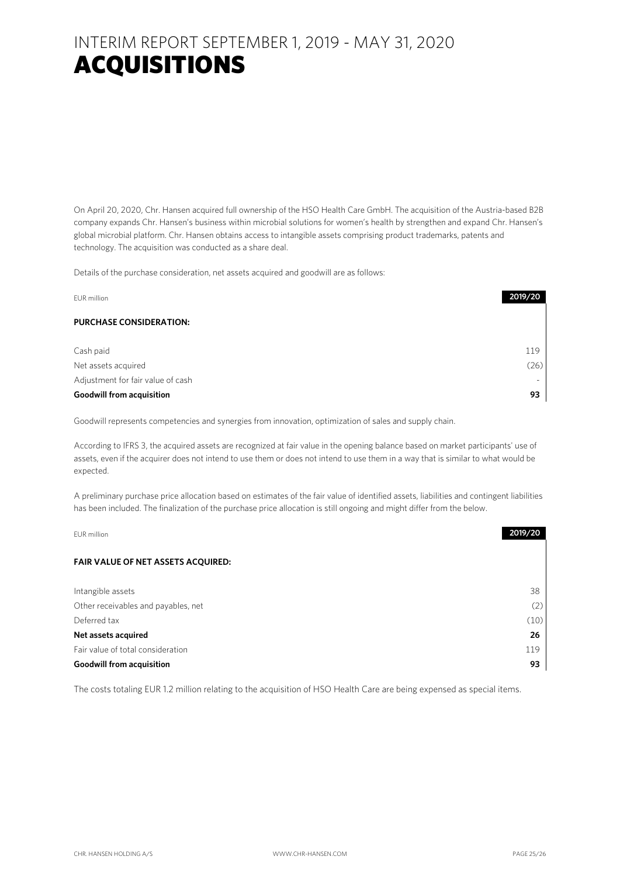# INTERIM REPORT SEPTEMBER 1, 2019 - MAY 31, 2020
# ACQUISITIONS

On April 20, 2020, Chr. Hansen acquired full ownership of the HSO Health Care GmbH. The acquisition of the Austria-based B2B company expands Chr. Hansen's business within microbial solutions for women's health by strengthen and expand Chr. Hansen's global microbial platform. Chr. Hansen obtains access to intangible assets comprising product trademarks, patents and technology. The acquisition was conducted as a share deal.

Details of the purchase consideration, net assets acquired and goodwill are as follows:

| EUR million | 2019/20 |
|---|---|
| **PURCHASE CONSIDERATION:** | |
| Cash paid | 119 |
| Net assets acquired | (26) |
| Adjustment for fair value of cash | - |
| **Goodwill from acquisition** | **93** |

Goodwill represents competencies and synergies from innovation, optimization of sales and supply chain.

According to IFRS 3, the acquired assets are recognized at fair value in the opening balance based on market participants' use of assets, even if the acquirer does not intend to use them or does not intend to use them in a way that is similar to what would be expected.

A preliminary purchase price allocation based on estimates of the fair value of identified assets, liabilities and contingent liabilities has been included. The finalization of the purchase price allocation is still ongoing and might differ from the below.

| EUR million | 2019/20 |
|---|---|
| **FAIR VALUE OF NET ASSETS ACQUIRED:** | |
| Intangible assets | 38 |
| Other receivables and payables, net | (2) |
| Deferred tax | (10) |
| **Net assets acquired** | **26** |
| Fair value of total consideration | 119 |
| **Goodwill from acquisition** | **93** |

The costs totaling EUR 1.2 million relating to the acquisition of HSO Health Care are being expensed as special items.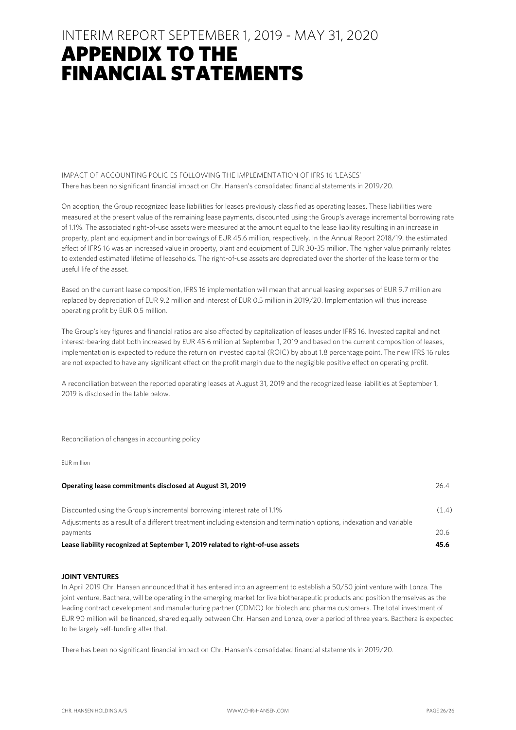# INTERIM REPORT SEPTEMBER 1, 2019 - MAY 31, 2020

# APPENDIX TO THE FINANCIAL STATEMENTS

IMPACT OF ACCOUNTING POLICIES FOLLOWING THE IMPLEMENTATION OF IFRS 16 'LEASES'
There has been no significant financial impact on Chr. Hansen's consolidated financial statements in 2019/20.

On adoption, the Group recognized lease liabilities for leases previously classified as operating leases. These liabilities were measured at the present value of the remaining lease payments, discounted using the Group's average incremental borrowing rate of 1.1%. The associated right-of-use assets were measured at the amount equal to the lease liability resulting in an increase in property, plant and equipment and in borrowings of EUR 45.6 million, respectively. In the Annual Report 2018/19, the estimated effect of IFRS 16 was an increased value in property, plant and equipment of EUR 30-35 million. The higher value primarily relates to extended estimated lifetime of leaseholds. The right-of-use assets are depreciated over the shorter of the lease term or the useful life of the asset.

Based on the current lease composition, IFRS 16 implementation will mean that annual leasing expenses of EUR 9.7 million are replaced by depreciation of EUR 9.2 million and interest of EUR 0.5 million in 2019/20. Implementation will thus increase operating profit by EUR 0.5 million.

The Group's key figures and financial ratios are also affected by capitalization of leases under IFRS 16. Invested capital and net interest-bearing debt both increased by EUR 45.6 million at September 1, 2019 and based on the current composition of leases, implementation is expected to reduce the return on invested capital (ROIC) by about 1.8 percentage point. The new IFRS 16 rules are not expected to have any significant effect on the profit margin due to the negligible positive effect on operating profit.

A reconciliation between the reported operating leases at August 31, 2019 and the recognized lease liabilities at September 1, 2019 is disclosed in the table below.

Reconciliation of changes in accounting policy

EUR million

| | |
|---|---|
| **Operating lease commitments disclosed at August 31, 2019** | 26.4 |
| Discounted using the Group's incremental borrowing interest rate of 1.1% | (1.4) |
| Adjustments as a result of a different treatment including extension and termination options, indexation and variable payments | 20.6 |
| **Lease liability recognized at September 1, 2019 related to right-of-use assets** | **45.6** |

**JOINT VENTURES**

In April 2019 Chr. Hansen announced that it has entered into an agreement to establish a 50/50 joint venture with Lonza. The joint venture, Bacthera, will be operating in the emerging market for live biotherapeutic products and position themselves as the leading contract development and manufacturing partner (CDMO) for biotech and pharma customers. The total investment of EUR 90 million will be financed, shared equally between Chr. Hansen and Lonza, over a period of three years. Bacthera is expected to be largely self-funding after that.

There has been no significant financial impact on Chr. Hansen's consolidated financial statements in 2019/20.